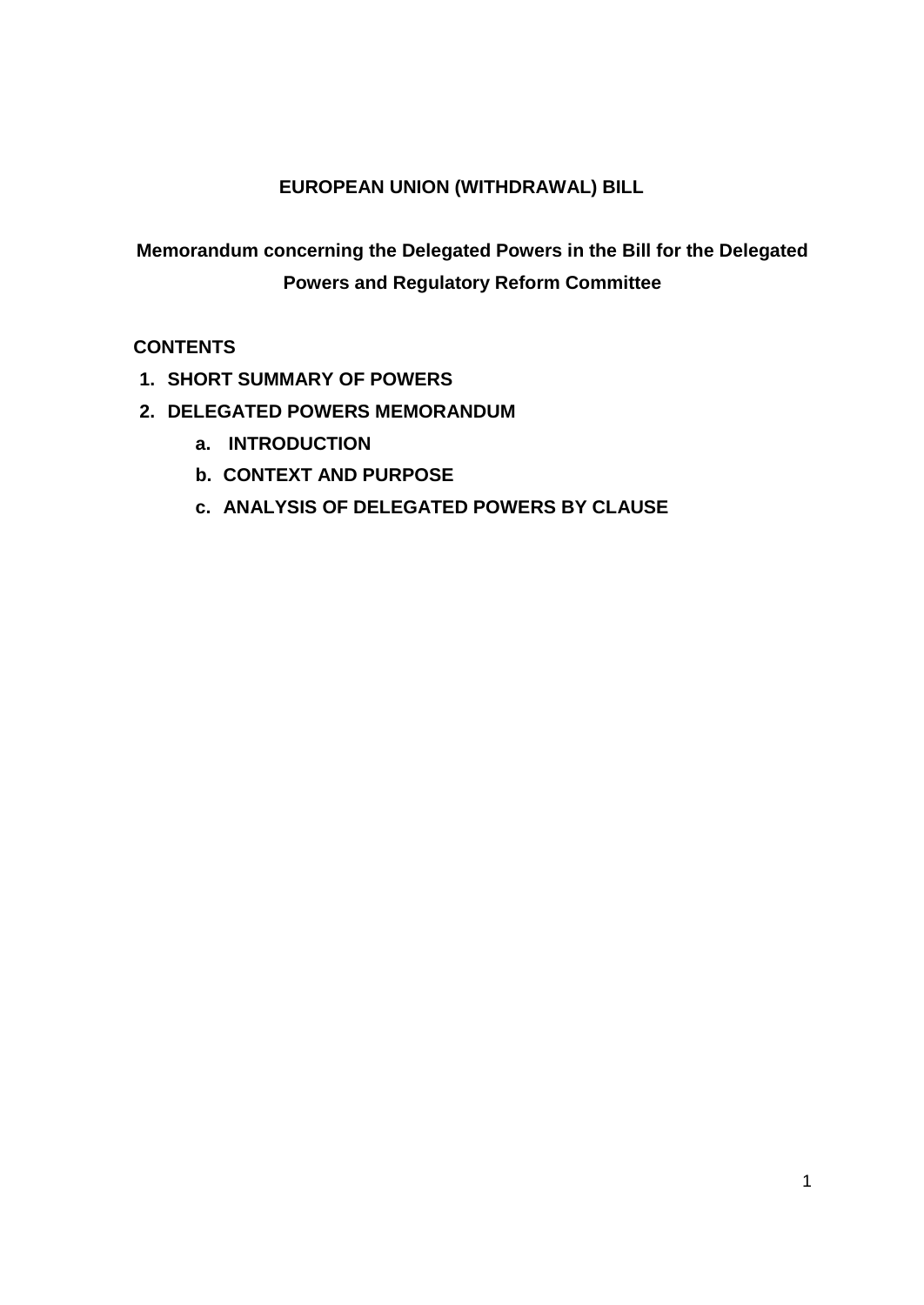# EUROPEAN UNION (WITHDRAWAL) BILL

## Memorandum concerning the Delegated Powers in the Bill for the Delegated Powers and Regulatory Reform Committee

**CONTENTS**

1. **SHORT SUMMARY OF POWERS**
2. **DELEGATED POWERS MEMORANDUM**
   a. **INTRODUCTION**
   b. **CONTEXT AND PURPOSE**
   c. **ANALYSIS OF DELEGATED POWERS BY CLAUSE**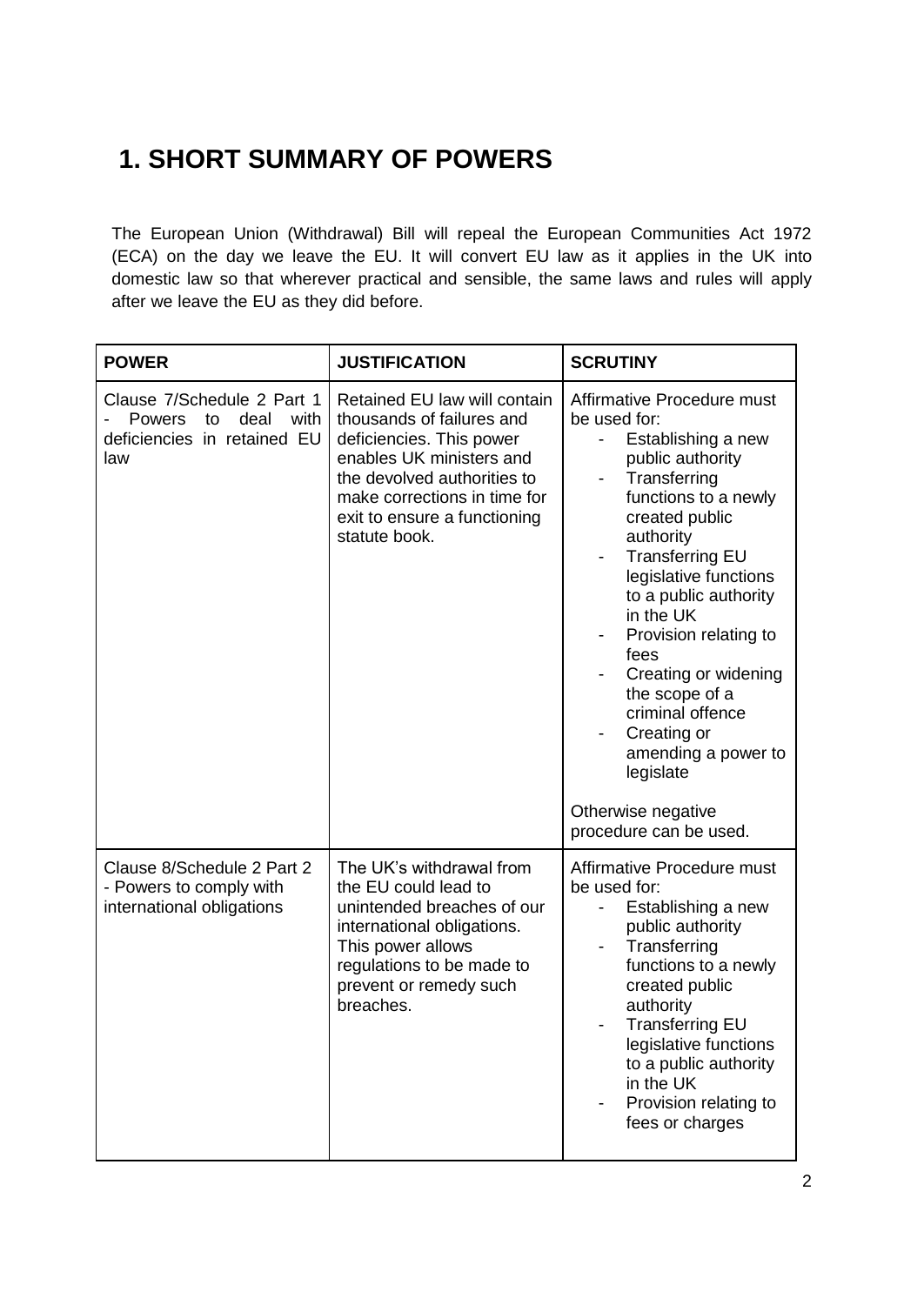# 1. SHORT SUMMARY OF POWERS

The European Union (Withdrawal) Bill will repeal the European Communities Act 1972 (ECA) on the day we leave the EU. It will convert EU law as it applies in the UK into domestic law so that wherever practical and sensible, the same laws and rules will apply after we leave the EU as they did before.

| POWER | JUSTIFICATION | SCRUTINY |
|---|---|---|
| Clause 7/Schedule 2 Part 1 - Powers to deal with deficiencies in retained EU law | Retained EU law will contain thousands of failures and deficiencies. This power enables UK ministers and the devolved authorities to make corrections in time for exit to ensure a functioning statute book. | Affirmative Procedure must be used for:<br>- Establishing a new public authority<br>- Transferring functions to a newly created public authority<br>- Transferring EU legislative functions to a public authority in the UK<br>- Provision relating to fees<br>- Creating or widening the scope of a criminal offence<br>- Creating or amending a power to legislate<br><br>Otherwise negative procedure can be used. |
| Clause 8/Schedule 2 Part 2 - Powers to comply with international obligations | The UK's withdrawal from the EU could lead to unintended breaches of our international obligations. This power allows regulations to be made to prevent or remedy such breaches. | Affirmative Procedure must be used for:<br>- Establishing a new public authority<br>- Transferring functions to a newly created public authority<br>- Transferring EU legislative functions to a public authority in the UK<br>- Provision relating to fees or charges |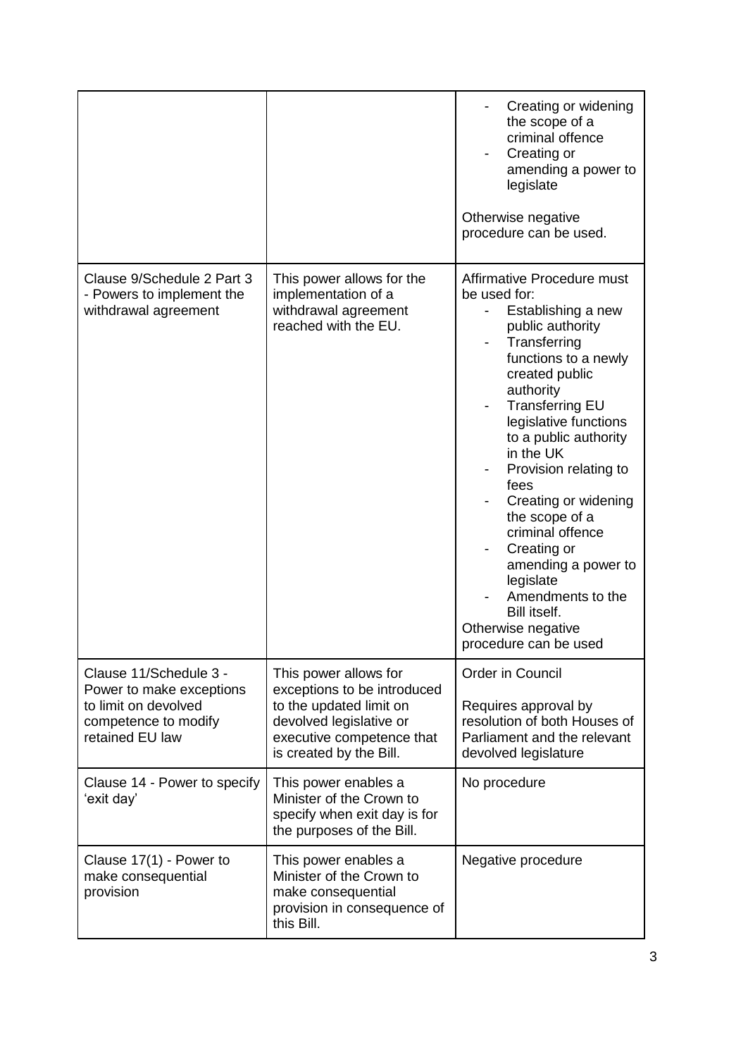| | | |
|---|---|---|
| | | - Creating or widening the scope of a criminal offence<br>- Creating or amending a power to legislate<br><br>Otherwise negative procedure can be used. |
| Clause 9/Schedule 2 Part 3 - Powers to implement the withdrawal agreement | This power allows for the implementation of a withdrawal agreement reached with the EU. | Affirmative Procedure must be used for:<br>- Establishing a new public authority<br>- Transferring functions to a newly created public authority<br>- Transferring EU legislative functions to a public authority in the UK<br>- Provision relating to fees<br>- Creating or widening the scope of a criminal offence<br>- Creating or amending a power to legislate<br>- Amendments to the Bill itself.<br><br>Otherwise negative procedure can be used |
| Clause 11/Schedule 3 - Power to make exceptions to limit on devolved competence to modify retained EU law | This power allows for exceptions to be introduced to the updated limit on devolved legislative or executive competence that is created by the Bill. | Order in Council<br><br>Requires approval by resolution of both Houses of Parliament and the relevant devolved legislature |
| Clause 14 - Power to specify 'exit day' | This power enables a Minister of the Crown to specify when exit day is for the purposes of the Bill. | No procedure |
| Clause 17(1) - Power to make consequential provision | This power enables a Minister of the Crown to make consequential provision in consequence of this Bill. | Negative procedure |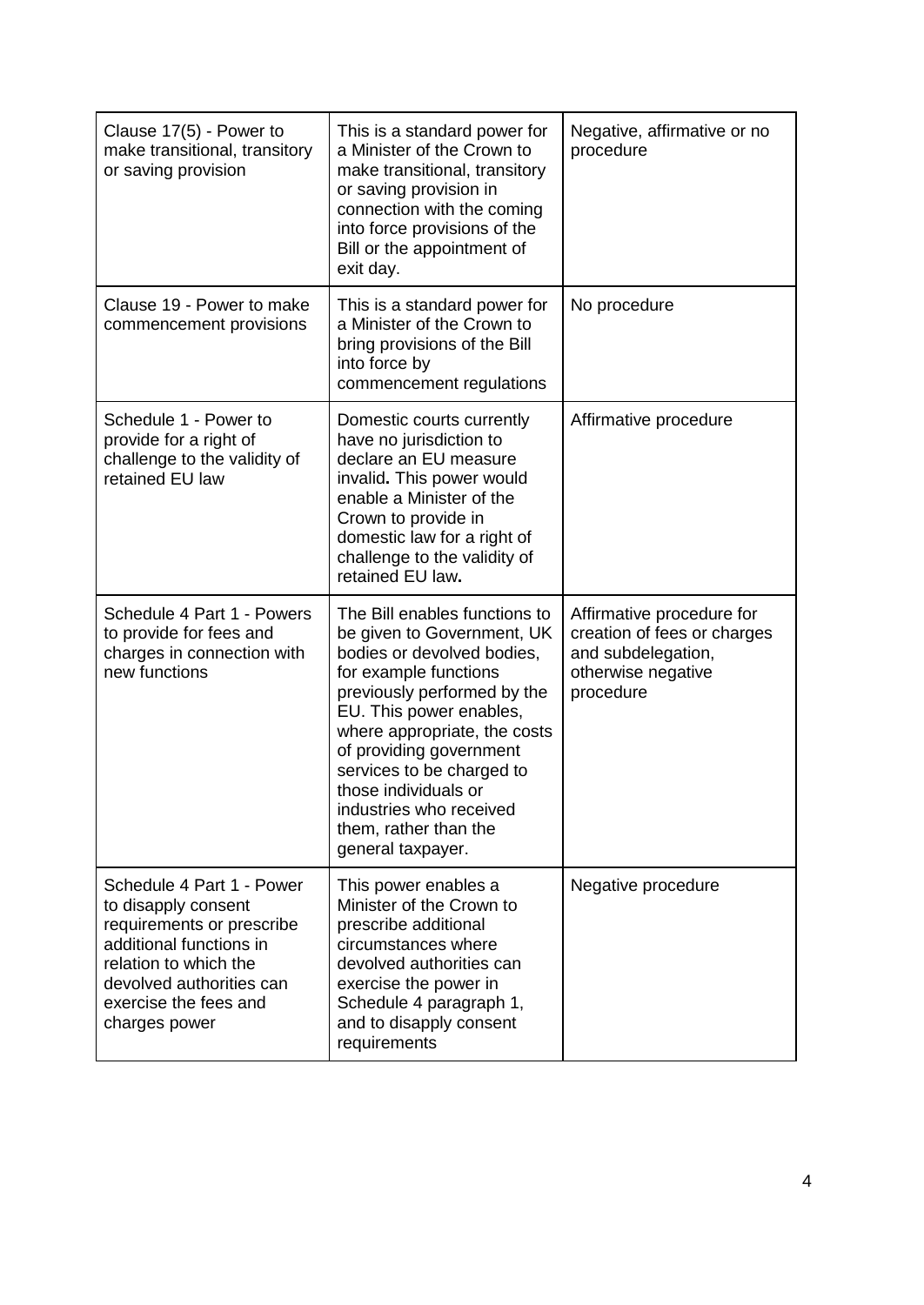| Clause 17(5) - Power to make transitional, transitory or saving provision | This is a standard power for a Minister of the Crown to make transitional, transitory or saving provision in connection with the coming into force provisions of the Bill or the appointment of exit day. | Negative, affirmative or no procedure |
| --- | --- | --- |
| Clause 19 - Power to make commencement provisions | This is a standard power for a Minister of the Crown to bring provisions of the Bill into force by commencement regulations | No procedure |
| Schedule 1 - Power to provide for a right of challenge to the validity of retained EU law | Domestic courts currently have no jurisdiction to declare an EU measure invalid**.** This power would enable a Minister of the Crown to provide in domestic law for a right of challenge to the validity of retained EU law**.** | Affirmative procedure |
| Schedule 4 Part 1 - Powers to provide for fees and charges in connection with new functions | The Bill enables functions to be given to Government, UK bodies or devolved bodies, for example functions previously performed by the EU. This power enables, where appropriate, the costs of providing government services to be charged to those individuals or industries who received them, rather than the general taxpayer. | Affirmative procedure for creation of fees or charges and subdelegation, otherwise negative procedure |
| Schedule 4 Part 1 - Power to disapply consent requirements or prescribe additional functions in relation to which the devolved authorities can exercise the fees and charges power | This power enables a Minister of the Crown to prescribe additional circumstances where devolved authorities can exercise the power in Schedule 4 paragraph 1, and to disapply consent requirements | Negative procedure |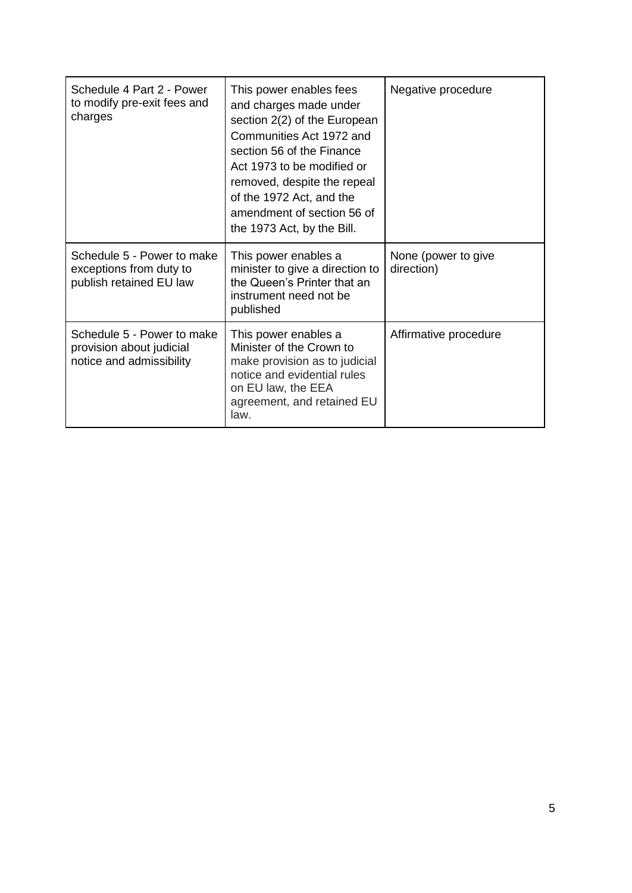| Schedule 4 Part 2 - Power to modify pre-exit fees and charges | This power enables fees and charges made under section 2(2) of the European Communities Act 1972 and section 56 of the Finance Act 1973 to be modified or removed, despite the repeal of the 1972 Act, and the amendment of section 56 of the 1973 Act, by the Bill. | Negative procedure |
|---|---|---|
| Schedule 5 - Power to make exceptions from duty to publish retained EU law | This power enables a minister to give a direction to the Queen's Printer that an instrument need not be published | None (power to give direction) |
| Schedule 5 - Power to make provision about judicial notice and admissibility | This power enables a Minister of the Crown to make provision as to judicial notice and evidential rules on EU law, the EEA agreement, and retained EU law. | Affirmative procedure |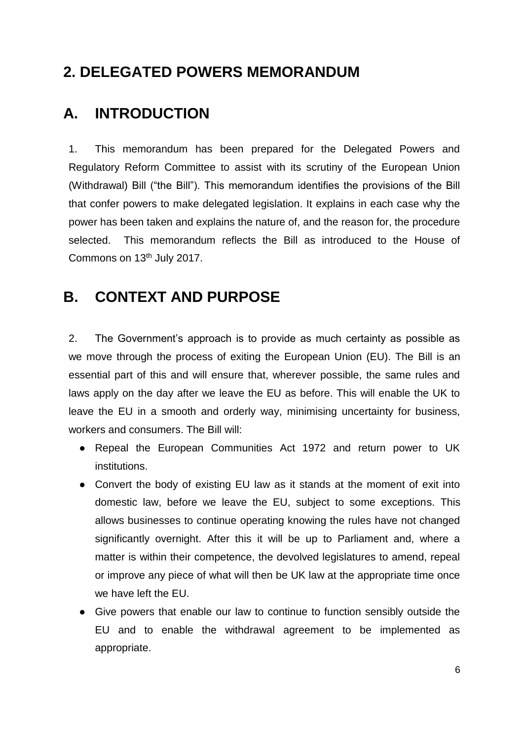# 2. DELEGATED POWERS MEMORANDUM

## A. INTRODUCTION

1. This memorandum has been prepared for the Delegated Powers and Regulatory Reform Committee to assist with its scrutiny of the European Union (Withdrawal) Bill ("the Bill"). This memorandum identifies the provisions of the Bill that confer powers to make delegated legislation. It explains in each case why the power has been taken and explains the nature of, and the reason for, the procedure selected. This memorandum reflects the Bill as introduced to the House of Commons on 13th July 2017.

## B. CONTEXT AND PURPOSE

2. The Government's approach is to provide as much certainty as possible as we move through the process of exiting the European Union (EU). The Bill is an essential part of this and will ensure that, wherever possible, the same rules and laws apply on the day after we leave the EU as before. This will enable the UK to leave the EU in a smooth and orderly way, minimising uncertainty for business, workers and consumers. The Bill will:

- Repeal the European Communities Act 1972 and return power to UK institutions.
- Convert the body of existing EU law as it stands at the moment of exit into domestic law, before we leave the EU, subject to some exceptions. This allows businesses to continue operating knowing the rules have not changed significantly overnight. After this it will be up to Parliament and, where a matter is within their competence, the devolved legislatures to amend, repeal or improve any piece of what will then be UK law at the appropriate time once we have left the EU.
- Give powers that enable our law to continue to function sensibly outside the EU and to enable the withdrawal agreement to be implemented as appropriate.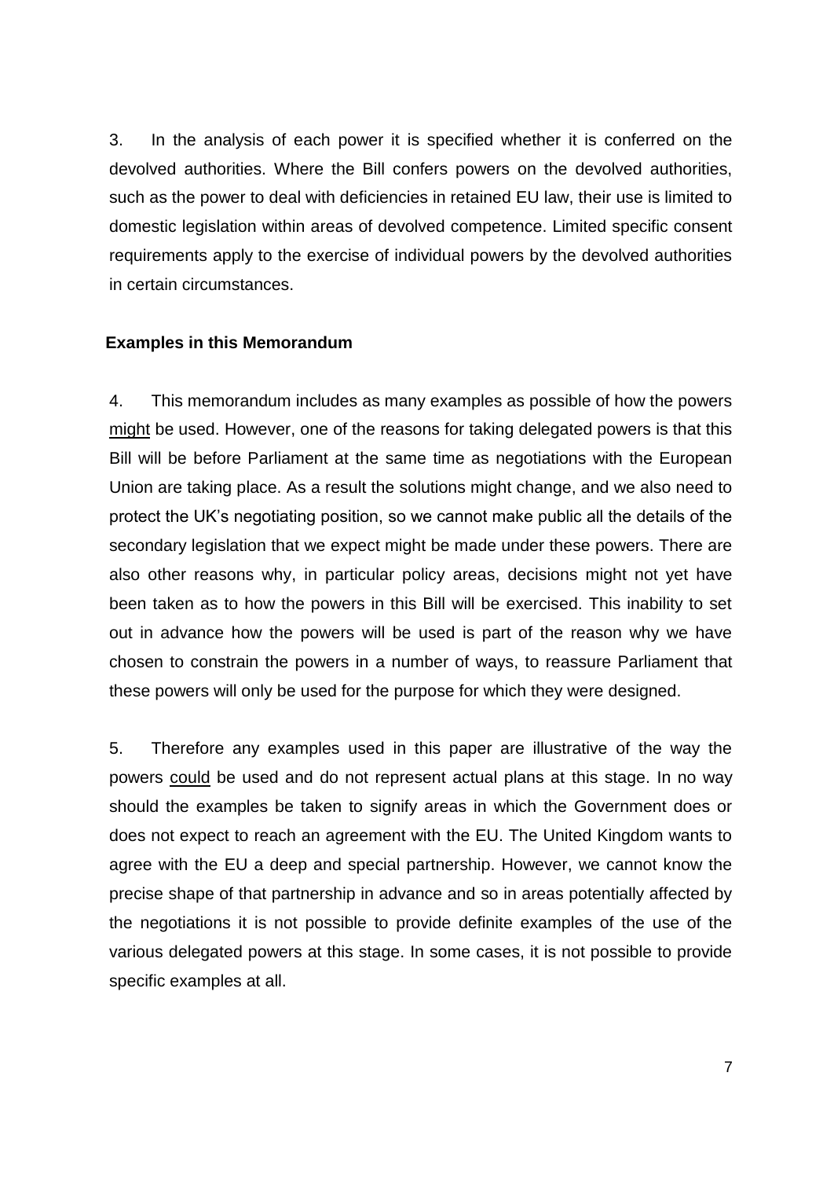3. In the analysis of each power it is specified whether it is conferred on the devolved authorities. Where the Bill confers powers on the devolved authorities, such as the power to deal with deficiencies in retained EU law, their use is limited to domestic legislation within areas of devolved competence. Limited specific consent requirements apply to the exercise of individual powers by the devolved authorities in certain circumstances.

**Examples in this Memorandum**

4. This memorandum includes as many examples as possible of how the powers <u>might</u> be used. However, one of the reasons for taking delegated powers is that this Bill will be before Parliament at the same time as negotiations with the European Union are taking place. As a result the solutions might change, and we also need to protect the UK's negotiating position, so we cannot make public all the details of the secondary legislation that we expect might be made under these powers. There are also other reasons why, in particular policy areas, decisions might not yet have been taken as to how the powers in this Bill will be exercised. This inability to set out in advance how the powers will be used is part of the reason why we have chosen to constrain the powers in a number of ways, to reassure Parliament that these powers will only be used for the purpose for which they were designed.

5. Therefore any examples used in this paper are illustrative of the way the powers <u>could</u> be used and do not represent actual plans at this stage. In no way should the examples be taken to signify areas in which the Government does or does not expect to reach an agreement with the EU. The United Kingdom wants to agree with the EU a deep and special partnership. However, we cannot know the precise shape of that partnership in advance and so in areas potentially affected by the negotiations it is not possible to provide definite examples of the use of the various delegated powers at this stage. In some cases, it is not possible to provide specific examples at all.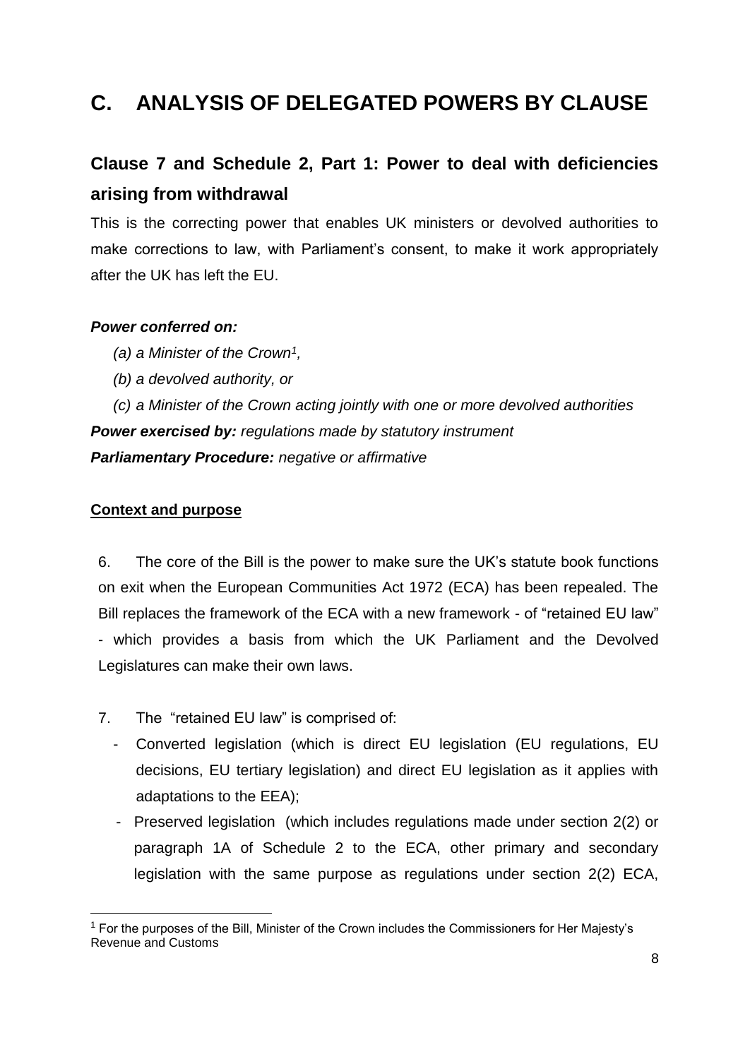# C. ANALYSIS OF DELEGATED POWERS BY CLAUSE

## Clause 7 and Schedule 2, Part 1: Power to deal with deficiencies arising from withdrawal

This is the correcting power that enables UK ministers or devolved authorities to make corrections to law, with Parliament's consent, to make it work appropriately after the UK has left the EU.

***Power conferred on:***

*(a) a Minister of the Crown*[1]*,*

*(b) a devolved authority, or*

*(c) a Minister of the Crown acting jointly with one or more devolved authorities*

***Power exercised by:*** *regulations made by statutory instrument*

***Parliamentary Procedure:*** *negative or affirmative*

**Context and purpose**

6. The core of the Bill is the power to make sure the UK's statute book functions on exit when the European Communities Act 1972 (ECA) has been repealed. The Bill replaces the framework of the ECA with a new framework - of "retained EU law" - which provides a basis from which the UK Parliament and the Devolved Legislatures can make their own laws.

7. The "retained EU law" is comprised of:

- Converted legislation (which is direct EU legislation (EU regulations, EU decisions, EU tertiary legislation) and direct EU legislation as it applies with adaptations to the EEA);
- Preserved legislation (which includes regulations made under section 2(2) or paragraph 1A of Schedule 2 to the ECA, other primary and secondary legislation with the same purpose as regulations under section 2(2) ECA,

[1] For the purposes of the Bill, Minister of the Crown includes the Commissioners for Her Majesty's Revenue and Customs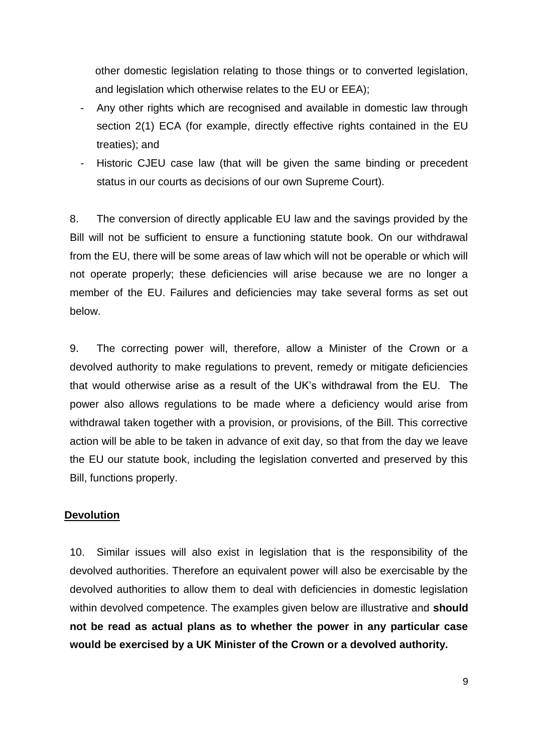other domestic legislation relating to those things or to converted legislation, and legislation which otherwise relates to the EU or EEA);

- Any other rights which are recognised and available in domestic law through section 2(1) ECA (for example, directly effective rights contained in the EU treaties); and
- Historic CJEU case law (that will be given the same binding or precedent status in our courts as decisions of our own Supreme Court).

8. The conversion of directly applicable EU law and the savings provided by the Bill will not be sufficient to ensure a functioning statute book. On our withdrawal from the EU, there will be some areas of law which will not be operable or which will not operate properly; these deficiencies will arise because we are no longer a member of the EU. Failures and deficiencies may take several forms as set out below.

9. The correcting power will, therefore, allow a Minister of the Crown or a devolved authority to make regulations to prevent, remedy or mitigate deficiencies that would otherwise arise as a result of the UK's withdrawal from the EU. The power also allows regulations to be made where a deficiency would arise from withdrawal taken together with a provision, or provisions, of the Bill. This corrective action will be able to be taken in advance of exit day, so that from the day we leave the EU our statute book, including the legislation converted and preserved by this Bill, functions properly.

## Devolution

10. Similar issues will also exist in legislation that is the responsibility of the devolved authorities. Therefore an equivalent power will also be exercisable by the devolved authorities to allow them to deal with deficiencies in domestic legislation within devolved competence. The examples given below are illustrative and **should not be read as actual plans as to whether the power in any particular case would be exercised by a UK Minister of the Crown or a devolved authority.**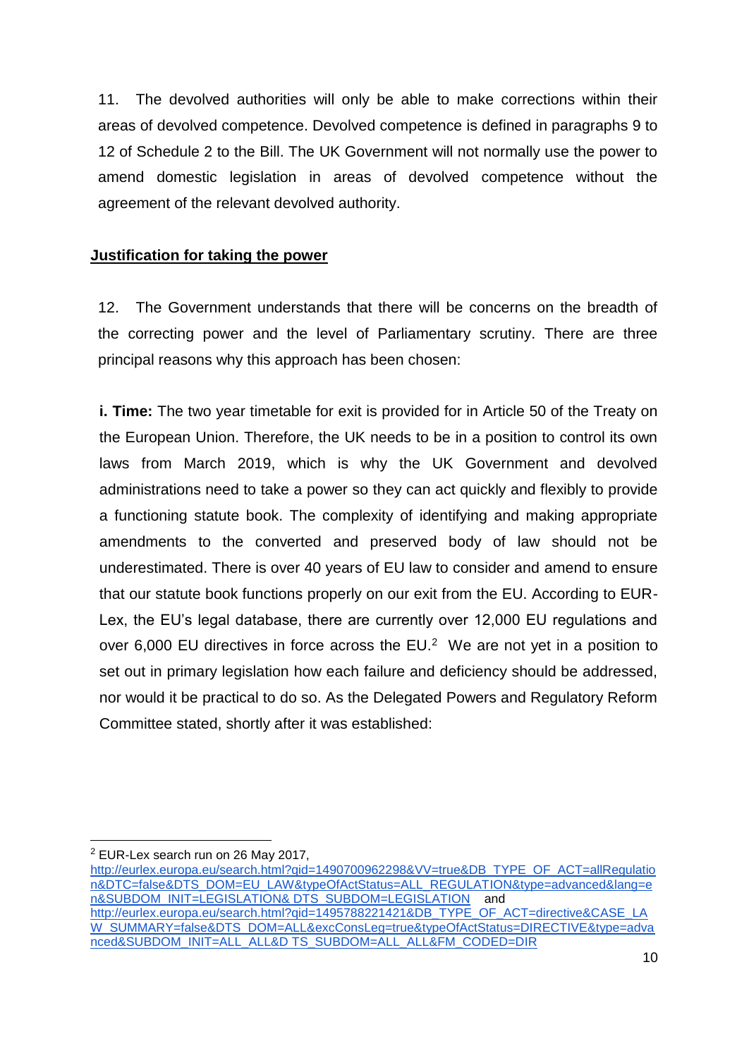11. The devolved authorities will only be able to make corrections within their areas of devolved competence. Devolved competence is defined in paragraphs 9 to 12 of Schedule 2 to the Bill. The UK Government will not normally use the power to amend domestic legislation in areas of devolved competence without the agreement of the relevant devolved authority.

**Justification for taking the power**

12. The Government understands that there will be concerns on the breadth of the correcting power and the level of Parliamentary scrutiny. There are three principal reasons why this approach has been chosen:

**i. Time:** The two year timetable for exit is provided for in Article 50 of the Treaty on the European Union. Therefore, the UK needs to be in a position to control its own laws from March 2019, which is why the UK Government and devolved administrations need to take a power so they can act quickly and flexibly to provide a functioning statute book. The complexity of identifying and making appropriate amendments to the converted and preserved body of law should not be underestimated. There is over 40 years of EU law to consider and amend to ensure that our statute book functions properly on our exit from the EU. According to EUR-Lex, the EU's legal database, there are currently over 12,000 EU regulations and over 6,000 EU directives in force across the EU.[2] We are not yet in a position to set out in primary legislation how each failure and deficiency should be addressed, nor would it be practical to do so. As the Delegated Powers and Regulatory Reform Committee stated, shortly after it was established:

---

[2] EUR-Lex search run on 26 May 2017, http://eurlex.europa.eu/search.html?qid=1490700962298&VV=true&DB_TYPE_OF_ACT=allRegulation&DTC=false&DTS_DOM=EU_LAW&typeOfActStatus=ALL_REGULATION&type=advanced&lang=en&SUBDOM_INIT=LEGISLATION&DTS_SUBDOM=LEGISLATION and http://eurlex.europa.eu/search.html?qid=1495788221421&DB_TYPE_OF_ACT=directive&CASE_LAW_SUMMARY=false&DTS_DOM=ALL&excConsLeg=true&typeOfActStatus=DIRECTIVE&type=advanced&SUBDOM_INIT=ALL_ALL&DTS_SUBDOM=ALL_ALL&FM_CODED=DIR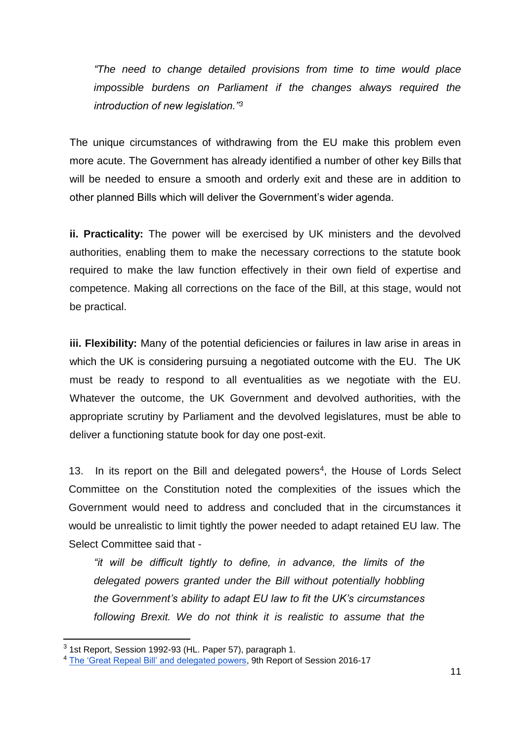*"The need to change detailed provisions from time to time would place impossible burdens on Parliament if the changes always required the introduction of new legislation."*[3]

The unique circumstances of withdrawing from the EU make this problem even more acute. The Government has already identified a number of other key Bills that will be needed to ensure a smooth and orderly exit and these are in addition to other planned Bills which will deliver the Government's wider agenda.

**ii. Practicality:** The power will be exercised by UK ministers and the devolved authorities, enabling them to make the necessary corrections to the statute book required to make the law function effectively in their own field of expertise and competence. Making all corrections on the face of the Bill, at this stage, would not be practical.

**iii. Flexibility:** Many of the potential deficiencies or failures in law arise in areas in which the UK is considering pursuing a negotiated outcome with the EU. The UK must be ready to respond to all eventualities as we negotiate with the EU. Whatever the outcome, the UK Government and devolved authorities, with the appropriate scrutiny by Parliament and the devolved legislatures, must be able to deliver a functioning statute book for day one post-exit.

13. In its report on the Bill and delegated powers[4], the House of Lords Select Committee on the Constitution noted the complexities of the issues which the Government would need to address and concluded that in the circumstances it would be unrealistic to limit tightly the power needed to adapt retained EU law. The Select Committee said that -

*"it will be difficult tightly to define, in advance, the limits of the delegated powers granted under the Bill without potentially hobbling the Government's ability to adapt EU law to fit the UK's circumstances following Brexit. We do not think it is realistic to assume that the*

---

[3] 1st Report, Session 1992-93 (HL. Paper 57), paragraph 1.

[4] The 'Great Repeal Bill' and delegated powers, 9th Report of Session 2016-17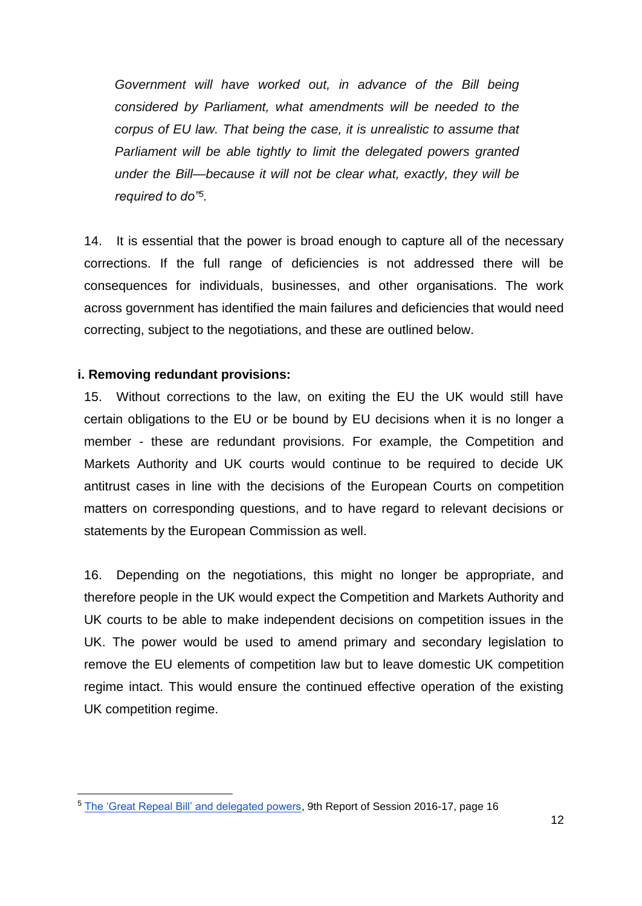*Government will have worked out, in advance of the Bill being considered by Parliament, what amendments will be needed to the corpus of EU law. That being the case, it is unrealistic to assume that Parliament will be able tightly to limit the delegated powers granted under the Bill—because it will not be clear what, exactly, they will be required to do"[5].*

14. It is essential that the power is broad enough to capture all of the necessary corrections. If the full range of deficiencies is not addressed there will be consequences for individuals, businesses, and other organisations. The work across government has identified the main failures and deficiencies that would need correcting, subject to the negotiations, and these are outlined below.

**i. Removing redundant provisions:**

15. Without corrections to the law, on exiting the EU the UK would still have certain obligations to the EU or be bound by EU decisions when it is no longer a member - these are redundant provisions. For example, the Competition and Markets Authority and UK courts would continue to be required to decide UK antitrust cases in line with the decisions of the European Courts on competition matters on corresponding questions, and to have regard to relevant decisions or statements by the European Commission as well.

16. Depending on the negotiations, this might no longer be appropriate, and therefore people in the UK would expect the Competition and Markets Authority and UK courts to be able to make independent decisions on competition issues in the UK. The power would be used to amend primary and secondary legislation to remove the EU elements of competition law but to leave domestic UK competition regime intact. This would ensure the continued effective operation of the existing UK competition regime.

---

[5] The 'Great Repeal Bill' and delegated powers, 9th Report of Session 2016-17, page 16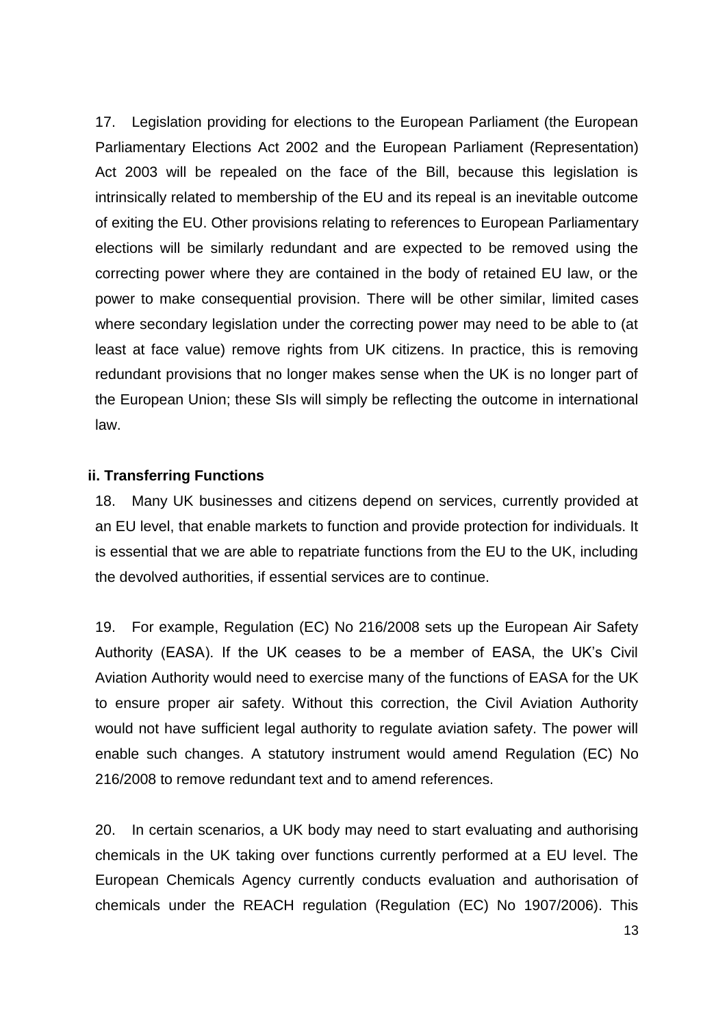17. Legislation providing for elections to the European Parliament (the European Parliamentary Elections Act 2002 and the European Parliament (Representation) Act 2003 will be repealed on the face of the Bill, because this legislation is intrinsically related to membership of the EU and its repeal is an inevitable outcome of exiting the EU. Other provisions relating to references to European Parliamentary elections will be similarly redundant and are expected to be removed using the correcting power where they are contained in the body of retained EU law, or the power to make consequential provision. There will be other similar, limited cases where secondary legislation under the correcting power may need to be able to (at least at face value) remove rights from UK citizens. In practice, this is removing redundant provisions that no longer makes sense when the UK is no longer part of the European Union; these SIs will simply be reflecting the outcome in international law.

### ii. Transferring Functions

18. Many UK businesses and citizens depend on services, currently provided at an EU level, that enable markets to function and provide protection for individuals. It is essential that we are able to repatriate functions from the EU to the UK, including the devolved authorities, if essential services are to continue.

19. For example, Regulation (EC) No 216/2008 sets up the European Air Safety Authority (EASA). If the UK ceases to be a member of EASA, the UK's Civil Aviation Authority would need to exercise many of the functions of EASA for the UK to ensure proper air safety. Without this correction, the Civil Aviation Authority would not have sufficient legal authority to regulate aviation safety. The power will enable such changes. A statutory instrument would amend Regulation (EC) No 216/2008 to remove redundant text and to amend references.

20. In certain scenarios, a UK body may need to start evaluating and authorising chemicals in the UK taking over functions currently performed at a EU level. The European Chemicals Agency currently conducts evaluation and authorisation of chemicals under the REACH regulation (Regulation (EC) No 1907/2006). This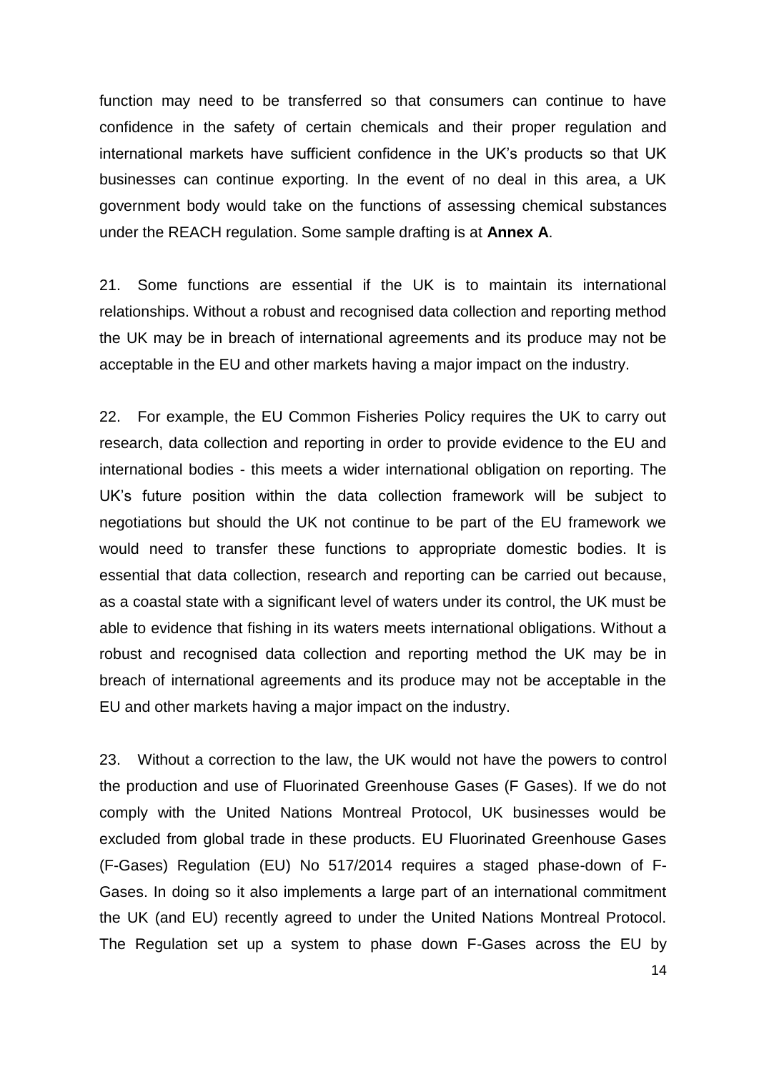function may need to be transferred so that consumers can continue to have confidence in the safety of certain chemicals and their proper regulation and international markets have sufficient confidence in the UK's products so that UK businesses can continue exporting. In the event of no deal in this area, a UK government body would take on the functions of assessing chemical substances under the REACH regulation. Some sample drafting is at **Annex A**.

21. Some functions are essential if the UK is to maintain its international relationships. Without a robust and recognised data collection and reporting method the UK may be in breach of international agreements and its produce may not be acceptable in the EU and other markets having a major impact on the industry.

22. For example, the EU Common Fisheries Policy requires the UK to carry out research, data collection and reporting in order to provide evidence to the EU and international bodies - this meets a wider international obligation on reporting. The UK's future position within the data collection framework will be subject to negotiations but should the UK not continue to be part of the EU framework we would need to transfer these functions to appropriate domestic bodies. It is essential that data collection, research and reporting can be carried out because, as a coastal state with a significant level of waters under its control, the UK must be able to evidence that fishing in its waters meets international obligations. Without a robust and recognised data collection and reporting method the UK may be in breach of international agreements and its produce may not be acceptable in the EU and other markets having a major impact on the industry.

23. Without a correction to the law, the UK would not have the powers to control the production and use of Fluorinated Greenhouse Gases (F Gases). If we do not comply with the United Nations Montreal Protocol, UK businesses would be excluded from global trade in these products. EU Fluorinated Greenhouse Gases (F-Gases) Regulation (EU) No 517/2014 requires a staged phase-down of F-Gases. In doing so it also implements a large part of an international commitment the UK (and EU) recently agreed to under the United Nations Montreal Protocol. The Regulation set up a system to phase down F-Gases across the EU by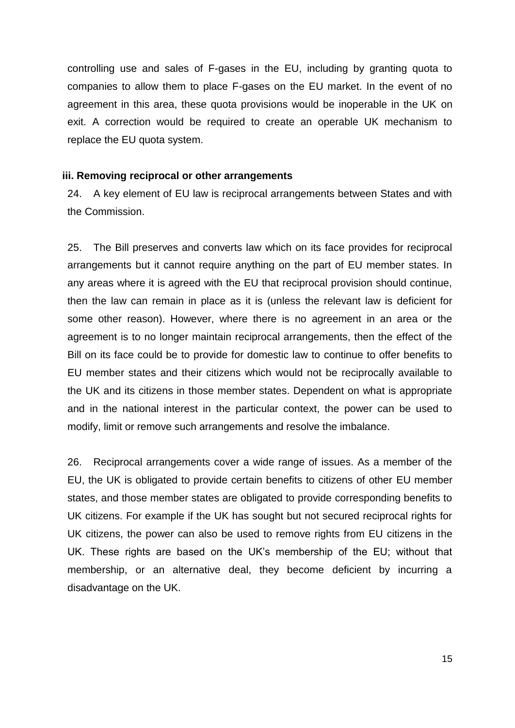controlling use and sales of F-gases in the EU, including by granting quota to companies to allow them to place F-gases on the EU market. In the event of no agreement in this area, these quota provisions would be inoperable in the UK on exit. A correction would be required to create an operable UK mechanism to replace the EU quota system.

### iii. Removing reciprocal or other arrangements

24. A key element of EU law is reciprocal arrangements between States and with the Commission.

25. The Bill preserves and converts law which on its face provides for reciprocal arrangements but it cannot require anything on the part of EU member states. In any areas where it is agreed with the EU that reciprocal provision should continue, then the law can remain in place as it is (unless the relevant law is deficient for some other reason). However, where there is no agreement in an area or the agreement is to no longer maintain reciprocal arrangements, then the effect of the Bill on its face could be to provide for domestic law to continue to offer benefits to EU member states and their citizens which would not be reciprocally available to the UK and its citizens in those member states. Dependent on what is appropriate and in the national interest in the particular context, the power can be used to modify, limit or remove such arrangements and resolve the imbalance.

26. Reciprocal arrangements cover a wide range of issues. As a member of the EU, the UK is obligated to provide certain benefits to citizens of other EU member states, and those member states are obligated to provide corresponding benefits to UK citizens. For example if the UK has sought but not secured reciprocal rights for UK citizens, the power can also be used to remove rights from EU citizens in the UK. These rights are based on the UK's membership of the EU; without that membership, or an alternative deal, they become deficient by incurring a disadvantage on the UK.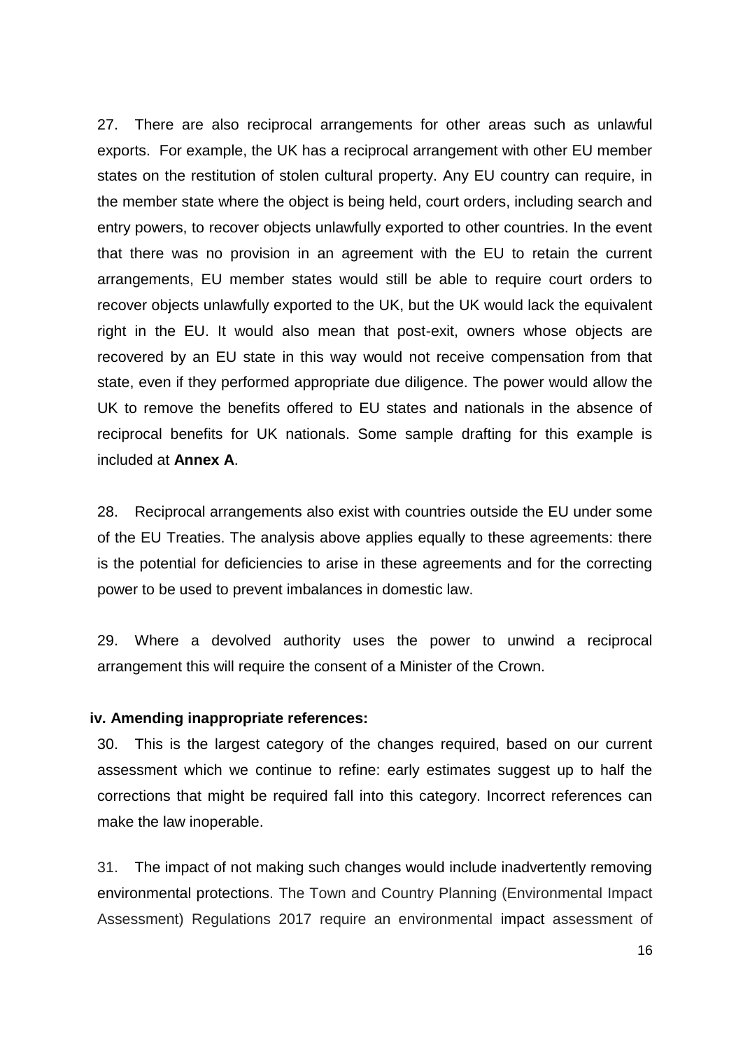27. There are also reciprocal arrangements for other areas such as unlawful exports. For example, the UK has a reciprocal arrangement with other EU member states on the restitution of stolen cultural property. Any EU country can require, in the member state where the object is being held, court orders, including search and entry powers, to recover objects unlawfully exported to other countries. In the event that there was no provision in an agreement with the EU to retain the current arrangements, EU member states would still be able to require court orders to recover objects unlawfully exported to the UK, but the UK would lack the equivalent right in the EU. It would also mean that post-exit, owners whose objects are recovered by an EU state in this way would not receive compensation from that state, even if they performed appropriate due diligence. The power would allow the UK to remove the benefits offered to EU states and nationals in the absence of reciprocal benefits for UK nationals. Some sample drafting for this example is included at **Annex A**.

28. Reciprocal arrangements also exist with countries outside the EU under some of the EU Treaties. The analysis above applies equally to these agreements: there is the potential for deficiencies to arise in these agreements and for the correcting power to be used to prevent imbalances in domestic law.

29. Where a devolved authority uses the power to unwind a reciprocal arrangement this will require the consent of a Minister of the Crown.

**iv. Amending inappropriate references:**

30. This is the largest category of the changes required, based on our current assessment which we continue to refine: early estimates suggest up to half the corrections that might be required fall into this category. Incorrect references can make the law inoperable.

31. The impact of not making such changes would include inadvertently removing environmental protections. The Town and Country Planning (Environmental Impact Assessment) Regulations 2017 require an environmental impact assessment of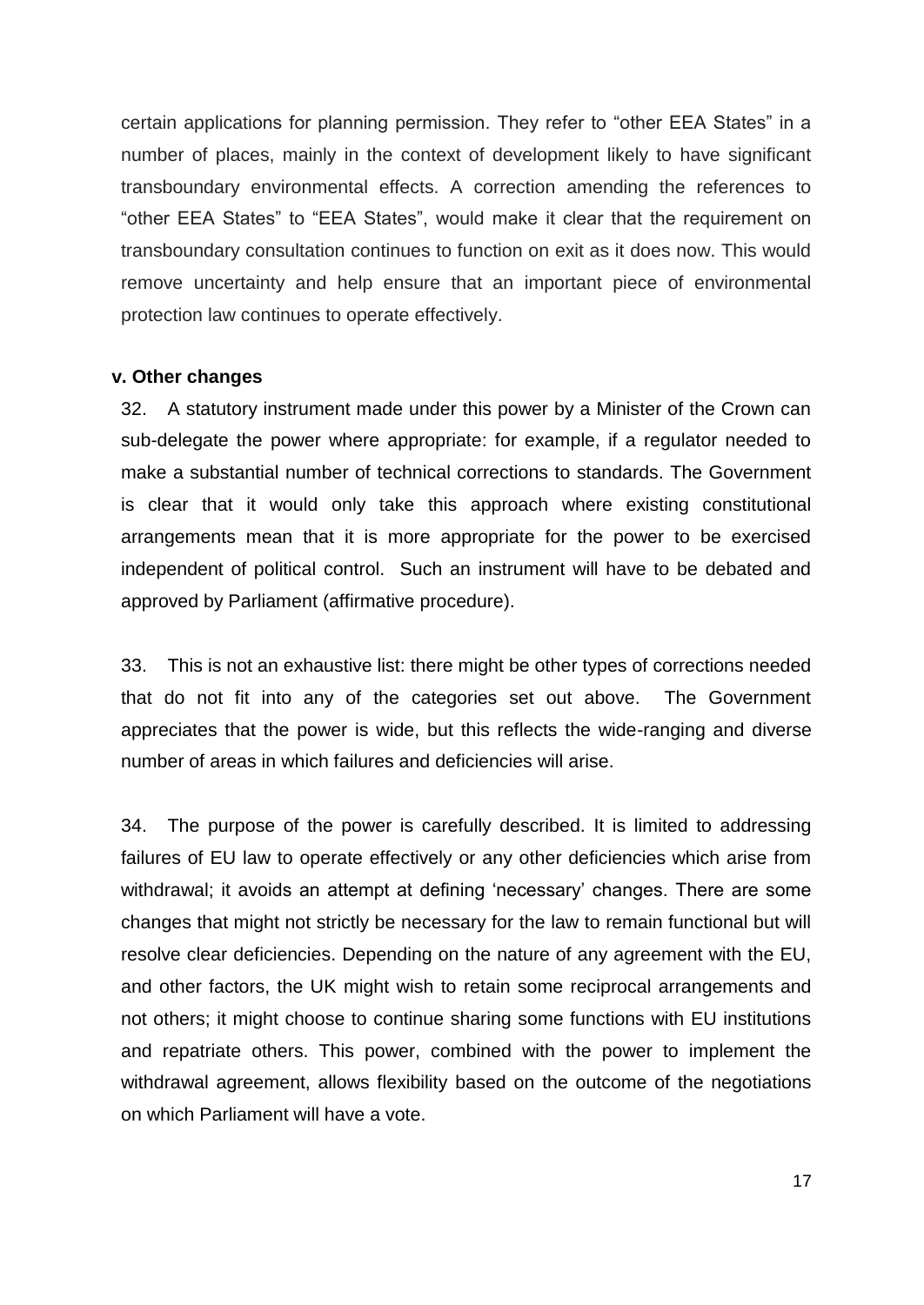certain applications for planning permission. They refer to "other EEA States" in a number of places, mainly in the context of development likely to have significant transboundary environmental effects. A correction amending the references to "other EEA States" to "EEA States", would make it clear that the requirement on transboundary consultation continues to function on exit as it does now. This would remove uncertainty and help ensure that an important piece of environmental protection law continues to operate effectively.

**v. Other changes**

32. A statutory instrument made under this power by a Minister of the Crown can sub-delegate the power where appropriate: for example, if a regulator needed to make a substantial number of technical corrections to standards. The Government is clear that it would only take this approach where existing constitutional arrangements mean that it is more appropriate for the power to be exercised independent of political control. Such an instrument will have to be debated and approved by Parliament (affirmative procedure).

33. This is not an exhaustive list: there might be other types of corrections needed that do not fit into any of the categories set out above. The Government appreciates that the power is wide, but this reflects the wide-ranging and diverse number of areas in which failures and deficiencies will arise.

34. The purpose of the power is carefully described. It is limited to addressing failures of EU law to operate effectively or any other deficiencies which arise from withdrawal; it avoids an attempt at defining 'necessary' changes. There are some changes that might not strictly be necessary for the law to remain functional but will resolve clear deficiencies. Depending on the nature of any agreement with the EU, and other factors, the UK might wish to retain some reciprocal arrangements and not others; it might choose to continue sharing some functions with EU institutions and repatriate others. This power, combined with the power to implement the withdrawal agreement, allows flexibility based on the outcome of the negotiations on which Parliament will have a vote.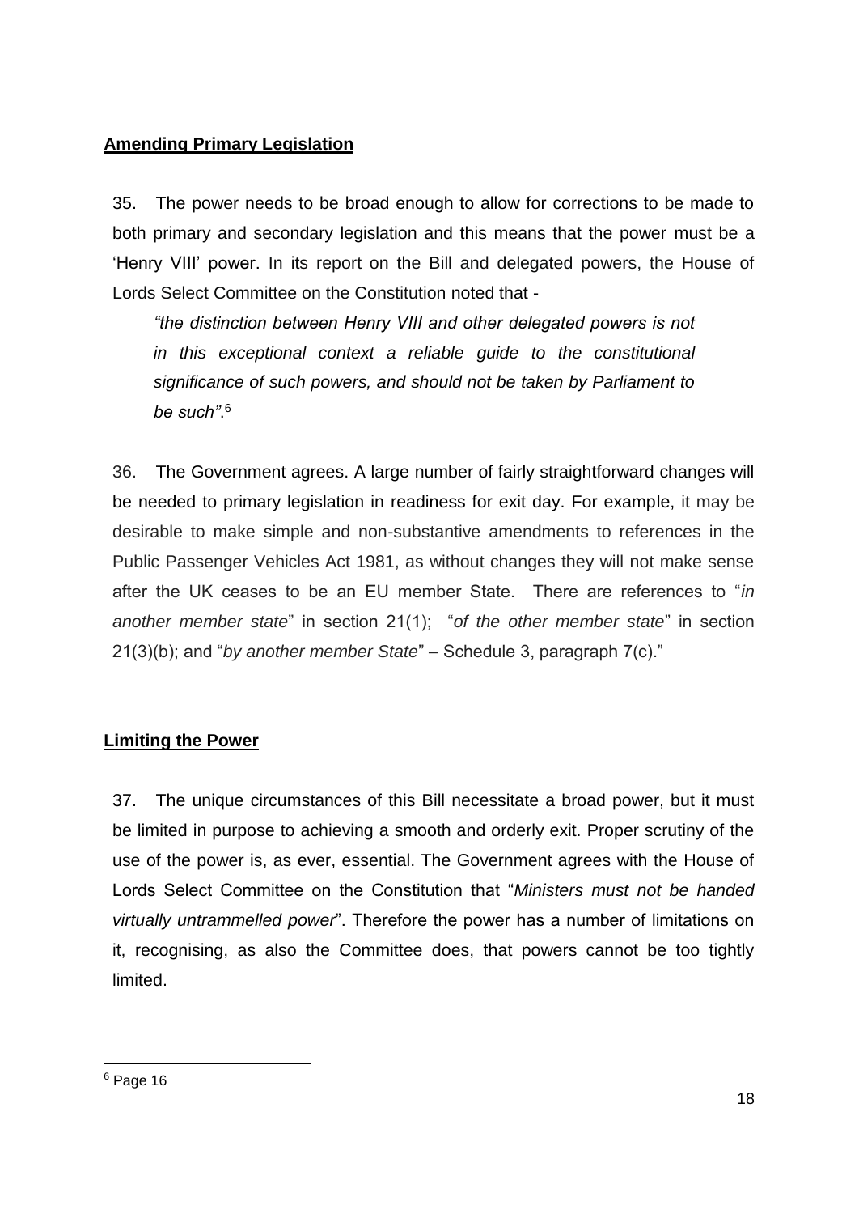**Amending Primary Legislation**

35. The power needs to be broad enough to allow for corrections to be made to both primary and secondary legislation and this means that the power must be a 'Henry VIII' power. In its report on the Bill and delegated powers, the House of Lords Select Committee on the Constitution noted that -

> *"the distinction between Henry VIII and other delegated powers is not in this exceptional context a reliable guide to the constitutional significance of such powers, and should not be taken by Parliament to be such"*.[6]

36. The Government agrees. A large number of fairly straightforward changes will be needed to primary legislation in readiness for exit day. For example, it may be desirable to make simple and non-substantive amendments to references in the Public Passenger Vehicles Act 1981, as without changes they will not make sense after the UK ceases to be an EU member State. There are references to "*in another member state*" in section 21(1); "*of the other member state*" in section 21(3)(b); and "*by another member State*" – Schedule 3, paragraph 7(c)."

**Limiting the Power**

37. The unique circumstances of this Bill necessitate a broad power, but it must be limited in purpose to achieving a smooth and orderly exit. Proper scrutiny of the use of the power is, as ever, essential. The Government agrees with the House of Lords Select Committee on the Constitution that "*Ministers must not be handed virtually untrammelled power*". Therefore the power has a number of limitations on it, recognising, as also the Committee does, that powers cannot be too tightly limited.

---

[6] Page 16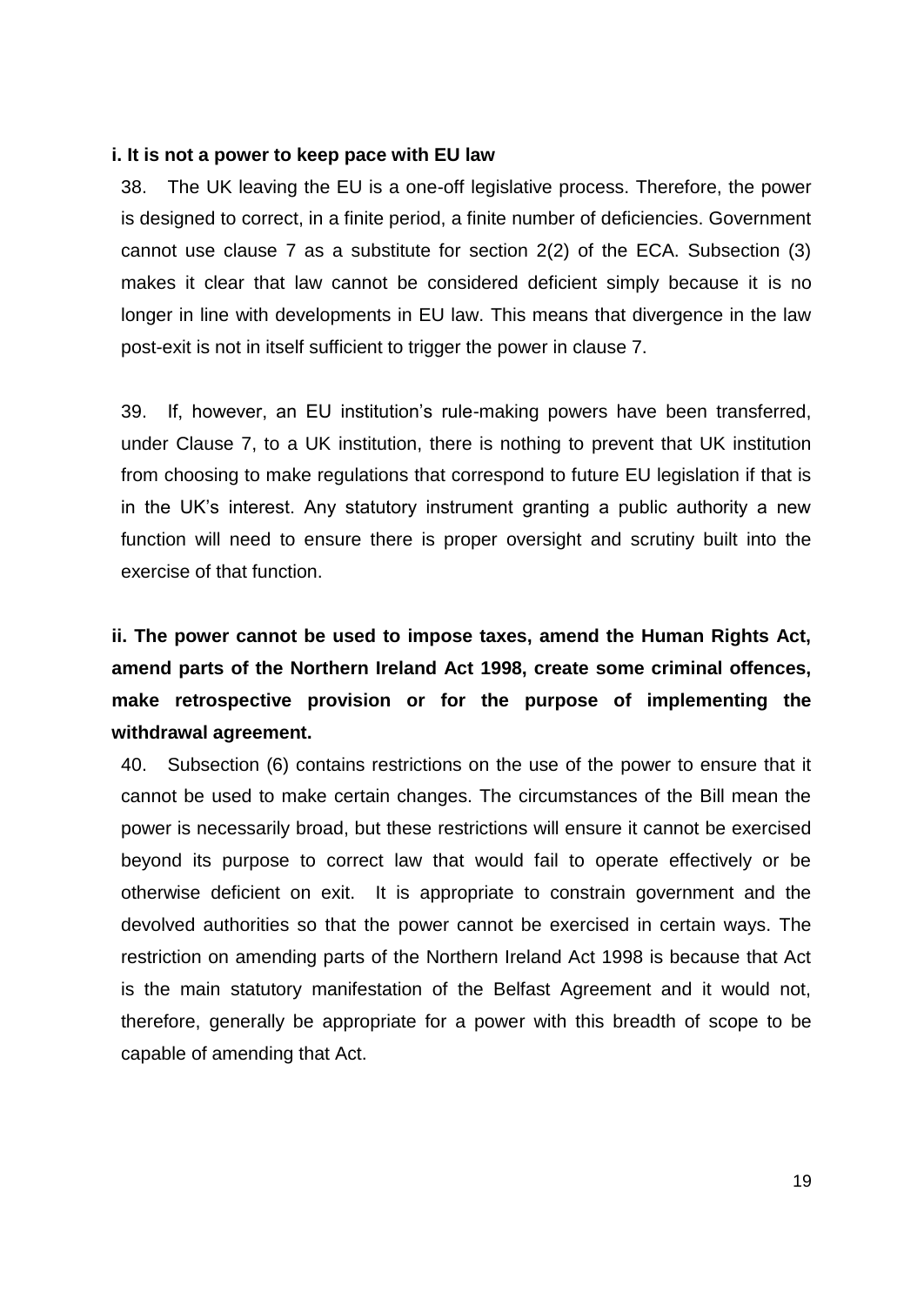**i. It is not a power to keep pace with EU law**

38. The UK leaving the EU is a one-off legislative process. Therefore, the power is designed to correct, in a finite period, a finite number of deficiencies. Government cannot use clause 7 as a substitute for section 2(2) of the ECA. Subsection (3) makes it clear that law cannot be considered deficient simply because it is no longer in line with developments in EU law. This means that divergence in the law post-exit is not in itself sufficient to trigger the power in clause 7.

39. If, however, an EU institution's rule-making powers have been transferred, under Clause 7, to a UK institution, there is nothing to prevent that UK institution from choosing to make regulations that correspond to future EU legislation if that is in the UK's interest. Any statutory instrument granting a public authority a new function will need to ensure there is proper oversight and scrutiny built into the exercise of that function.

**ii. The power cannot be used to impose taxes, amend the Human Rights Act, amend parts of the Northern Ireland Act 1998, create some criminal offences, make retrospective provision or for the purpose of implementing the withdrawal agreement.**

40. Subsection (6) contains restrictions on the use of the power to ensure that it cannot be used to make certain changes. The circumstances of the Bill mean the power is necessarily broad, but these restrictions will ensure it cannot be exercised beyond its purpose to correct law that would fail to operate effectively or be otherwise deficient on exit. It is appropriate to constrain government and the devolved authorities so that the power cannot be exercised in certain ways. The restriction on amending parts of the Northern Ireland Act 1998 is because that Act is the main statutory manifestation of the Belfast Agreement and it would not, therefore, generally be appropriate for a power with this breadth of scope to be capable of amending that Act.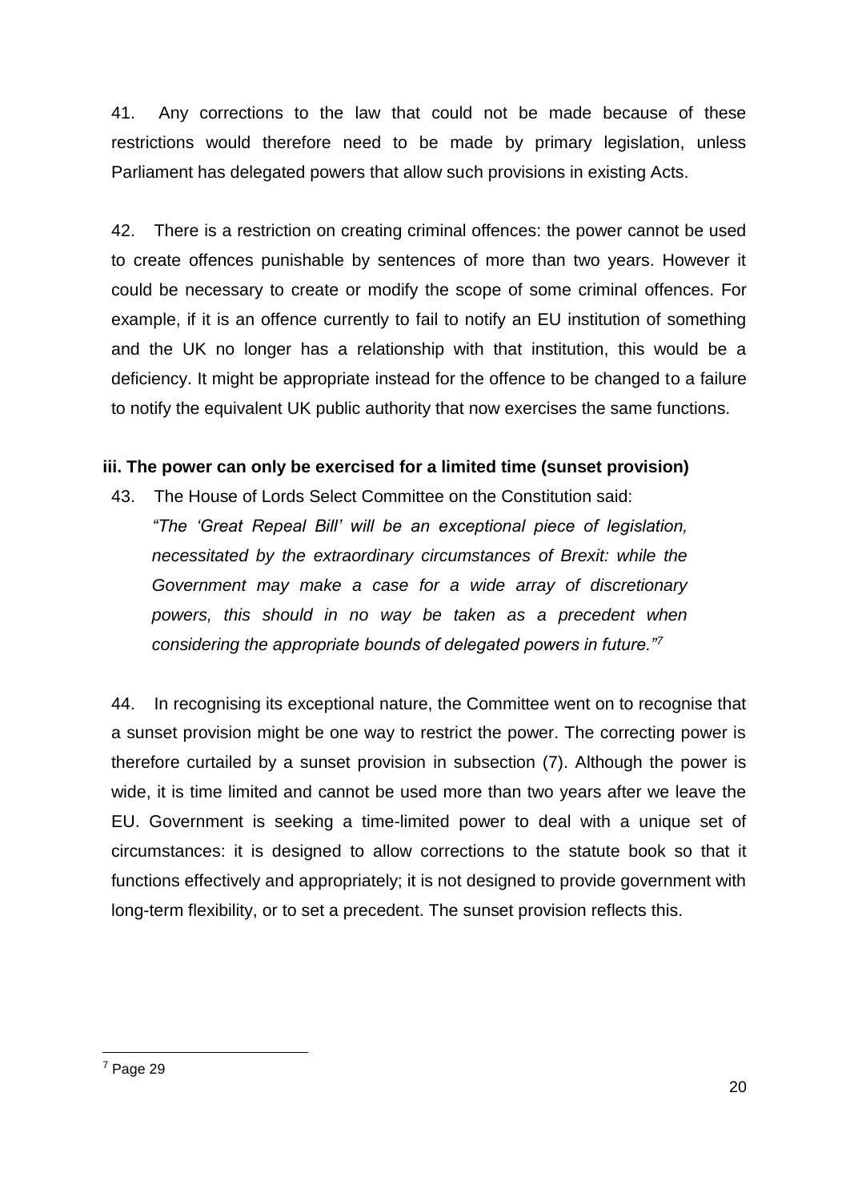41. Any corrections to the law that could not be made because of these restrictions would therefore need to be made by primary legislation, unless Parliament has delegated powers that allow such provisions in existing Acts.

42. There is a restriction on creating criminal offences: the power cannot be used to create offences punishable by sentences of more than two years. However it could be necessary to create or modify the scope of some criminal offences. For example, if it is an offence currently to fail to notify an EU institution of something and the UK no longer has a relationship with that institution, this would be a deficiency. It might be appropriate instead for the offence to be changed to a failure to notify the equivalent UK public authority that now exercises the same functions.

### iii. The power can only be exercised for a limited time (sunset provision)

43. The House of Lords Select Committee on the Constitution said:

*"The 'Great Repeal Bill' will be an exceptional piece of legislation, necessitated by the extraordinary circumstances of Brexit: while the Government may make a case for a wide array of discretionary powers, this should in no way be taken as a precedent when considering the appropriate bounds of delegated powers in future."*[7]

44. In recognising its exceptional nature, the Committee went on to recognise that a sunset provision might be one way to restrict the power. The correcting power is therefore curtailed by a sunset provision in subsection (7). Although the power is wide, it is time limited and cannot be used more than two years after we leave the EU. Government is seeking a time-limited power to deal with a unique set of circumstances: it is designed to allow corrections to the statute book so that it functions effectively and appropriately; it is not designed to provide government with long-term flexibility, or to set a precedent. The sunset provision reflects this.

[7] Page 29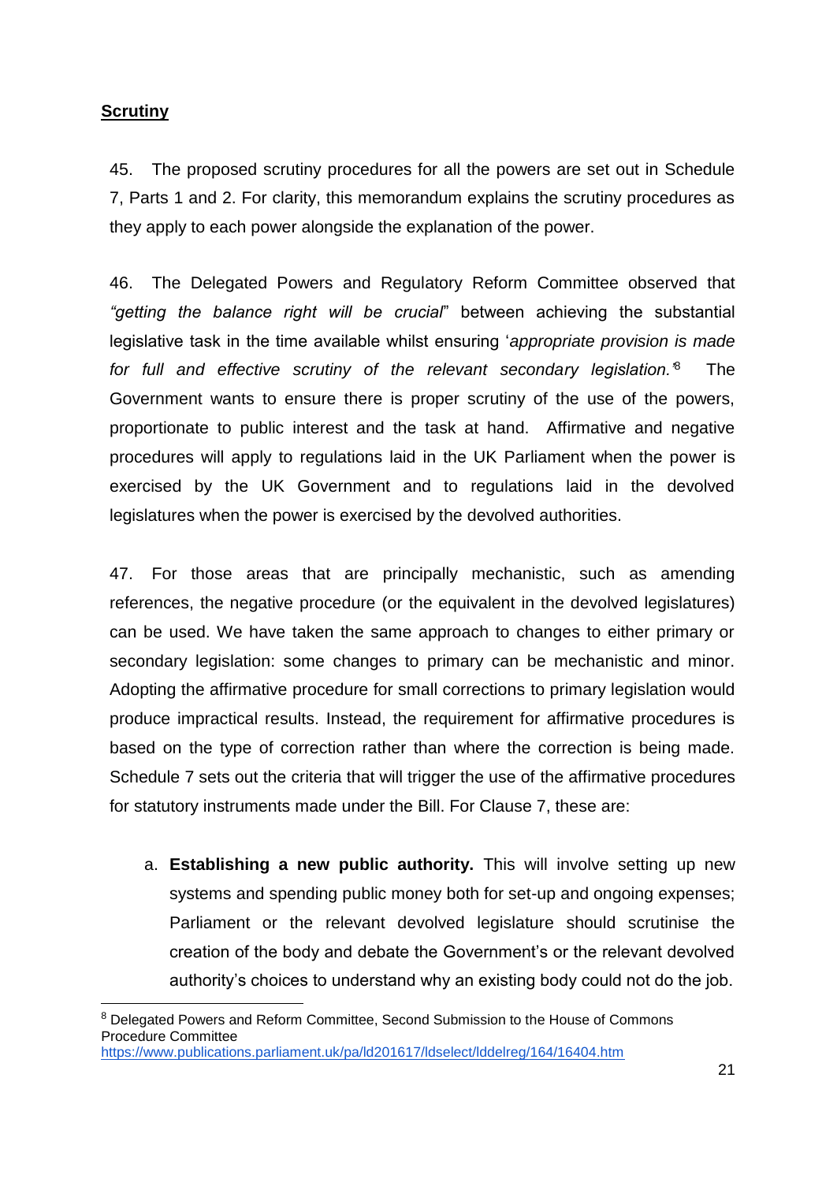**Scrutiny**

45. The proposed scrutiny procedures for all the powers are set out in Schedule 7, Parts 1 and 2. For clarity, this memorandum explains the scrutiny procedures as they apply to each power alongside the explanation of the power.

46. The Delegated Powers and Regulatory Reform Committee observed that *"getting the balance right will be crucial*" between achieving the substantial legislative task in the time available whilst ensuring '*appropriate provision is made for full and effective scrutiny of the relevant secondary legislation.*'[8] The Government wants to ensure there is proper scrutiny of the use of the powers, proportionate to public interest and the task at hand. Affirmative and negative procedures will apply to regulations laid in the UK Parliament when the power is exercised by the UK Government and to regulations laid in the devolved legislatures when the power is exercised by the devolved authorities.

47. For those areas that are principally mechanistic, such as amending references, the negative procedure (or the equivalent in the devolved legislatures) can be used. We have taken the same approach to changes to either primary or secondary legislation: some changes to primary can be mechanistic and minor. Adopting the affirmative procedure for small corrections to primary legislation would produce impractical results. Instead, the requirement for affirmative procedures is based on the type of correction rather than where the correction is being made. Schedule 7 sets out the criteria that will trigger the use of the affirmative procedures for statutory instruments made under the Bill. For Clause 7, these are:

a. **Establishing a new public authority.** This will involve setting up new systems and spending public money both for set-up and ongoing expenses; Parliament or the relevant devolved legislature should scrutinise the creation of the body and debate the Government's or the relevant devolved authority's choices to understand why an existing body could not do the job.

---

[8] Delegated Powers and Reform Committee, Second Submission to the House of Commons Procedure Committee https://www.publications.parliament.uk/pa/ld201617/ldselect/lddelreg/164/16404.htm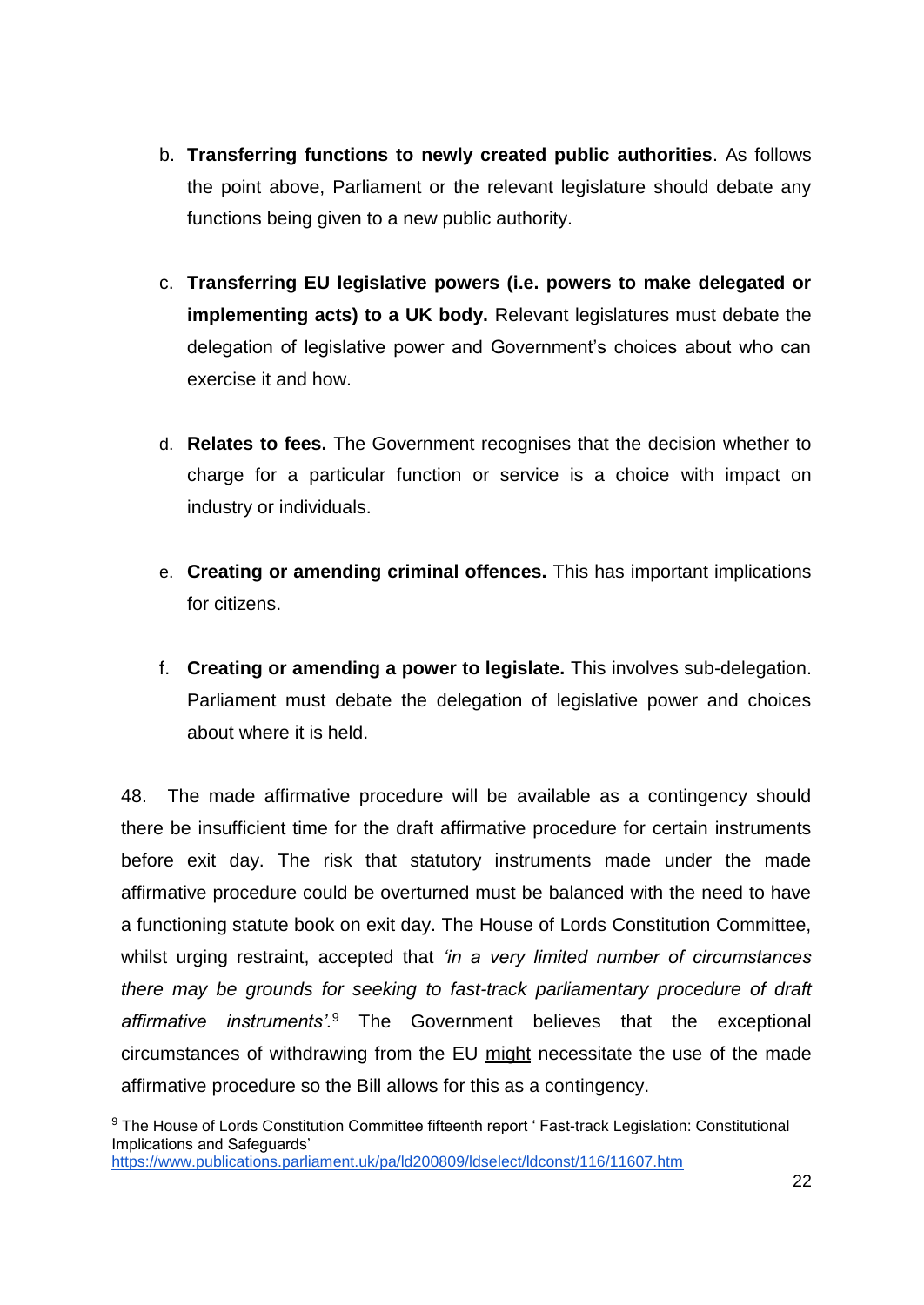b. **Transferring functions to newly created public authorities**. As follows the point above, Parliament or the relevant legislature should debate any functions being given to a new public authority.

c. **Transferring EU legislative powers (i.e. powers to make delegated or implementing acts) to a UK body.** Relevant legislatures must debate the delegation of legislative power and Government's choices about who can exercise it and how.

d. **Relates to fees.** The Government recognises that the decision whether to charge for a particular function or service is a choice with impact on industry or individuals.

e. **Creating or amending criminal offences.** This has important implications for citizens.

f. **Creating or amending a power to legislate.** This involves sub-delegation. Parliament must debate the delegation of legislative power and choices about where it is held.

48. The made affirmative procedure will be available as a contingency should there be insufficient time for the draft affirmative procedure for certain instruments before exit day. The risk that statutory instruments made under the made affirmative procedure could be overturned must be balanced with the need to have a functioning statute book on exit day. The House of Lords Constitution Committee, whilst urging restraint, accepted that *'in a very limited number of circumstances there may be grounds for seeking to fast-track parliamentary procedure of draft affirmative instruments'.*[9] The Government believes that the exceptional circumstances of withdrawing from the EU <u>might</u> necessitate the use of the made affirmative procedure so the Bill allows for this as a contingency.

---

[9] The House of Lords Constitution Committee fifteenth report ' Fast-track Legislation: Constitutional Implications and Safeguards'
https://www.publications.parliament.uk/pa/ld200809/ldselect/ldconst/116/11607.htm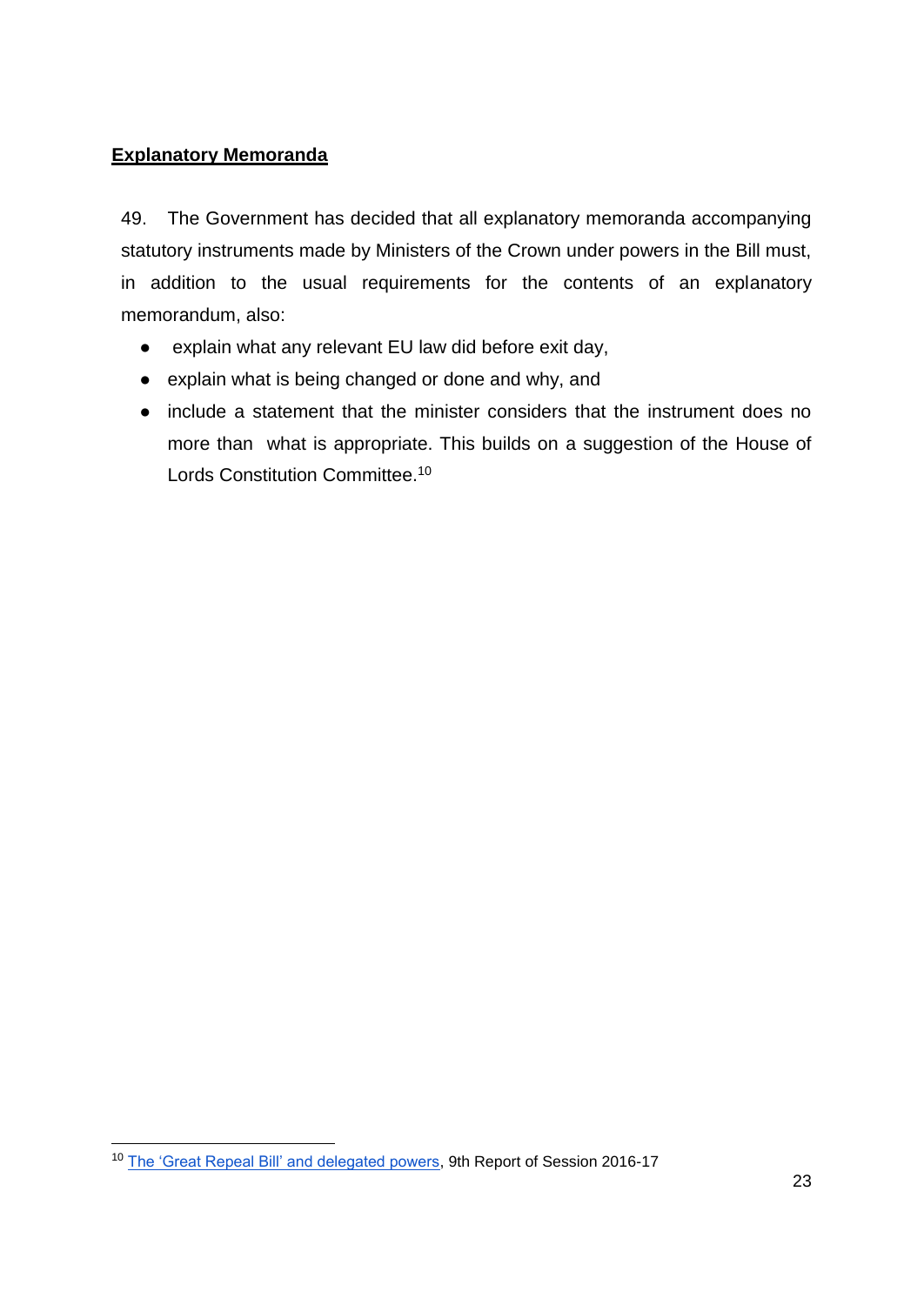**Explanatory Memoranda**

49. The Government has decided that all explanatory memoranda accompanying statutory instruments made by Ministers of the Crown under powers in the Bill must, in addition to the usual requirements for the contents of an explanatory memorandum, also:

- explain what any relevant EU law did before exit day,
- explain what is being changed or done and why, and
- include a statement that the minister considers that the instrument does no more than what is appropriate. This builds on a suggestion of the House of Lords Constitution Committee.[10]

---

[10] The 'Great Repeal Bill' and delegated powers, 9th Report of Session 2016-17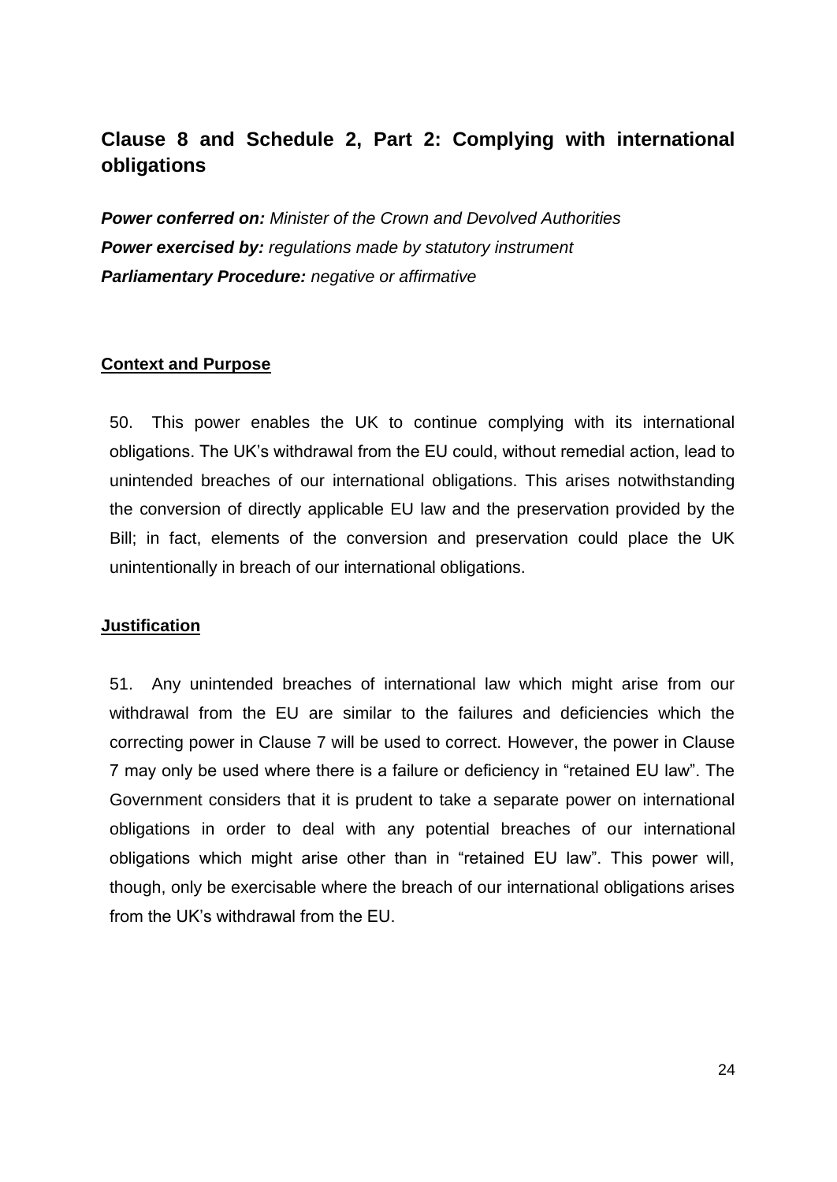## Clause 8 and Schedule 2, Part 2: Complying with international obligations

***Power conferred on:*** *Minister of the Crown and Devolved Authorities*
***Power exercised by:*** *regulations made by statutory instrument*
***Parliamentary Procedure:*** *negative or affirmative*

### Context and Purpose

50. This power enables the UK to continue complying with its international obligations. The UK's withdrawal from the EU could, without remedial action, lead to unintended breaches of our international obligations. This arises notwithstanding the conversion of directly applicable EU law and the preservation provided by the Bill; in fact, elements of the conversion and preservation could place the UK unintentionally in breach of our international obligations.

### Justification

51. Any unintended breaches of international law which might arise from our withdrawal from the EU are similar to the failures and deficiencies which the correcting power in Clause 7 will be used to correct. However, the power in Clause 7 may only be used where there is a failure or deficiency in "retained EU law". The Government considers that it is prudent to take a separate power on international obligations in order to deal with any potential breaches of our international obligations which might arise other than in "retained EU law". This power will, though, only be exercisable where the breach of our international obligations arises from the UK's withdrawal from the EU.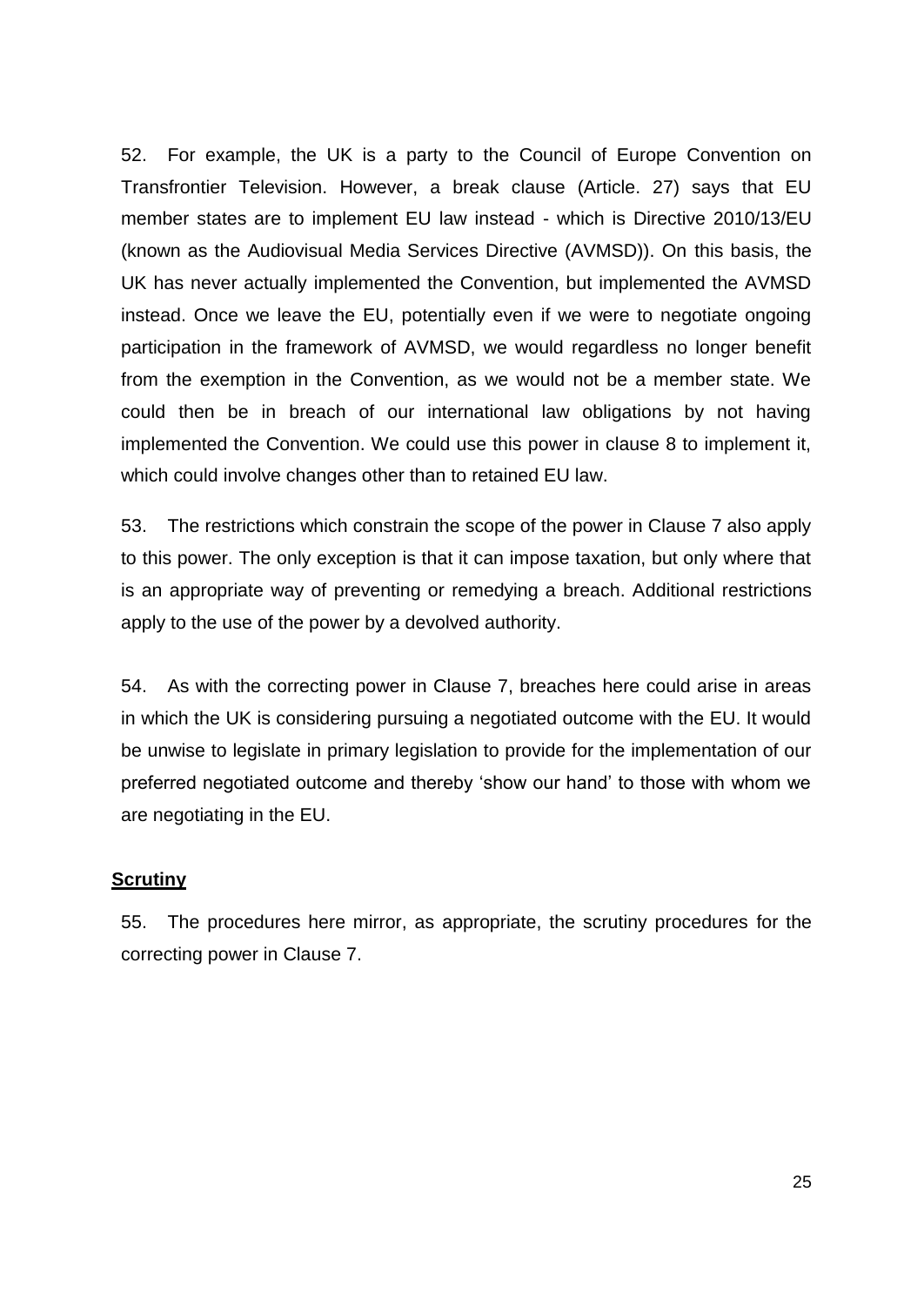52. For example, the UK is a party to the Council of Europe Convention on Transfrontier Television. However, a break clause (Article. 27) says that EU member states are to implement EU law instead - which is Directive 2010/13/EU (known as the Audiovisual Media Services Directive (AVMSD)). On this basis, the UK has never actually implemented the Convention, but implemented the AVMSD instead. Once we leave the EU, potentially even if we were to negotiate ongoing participation in the framework of AVMSD, we would regardless no longer benefit from the exemption in the Convention, as we would not be a member state. We could then be in breach of our international law obligations by not having implemented the Convention. We could use this power in clause 8 to implement it, which could involve changes other than to retained EU law.

53. The restrictions which constrain the scope of the power in Clause 7 also apply to this power. The only exception is that it can impose taxation, but only where that is an appropriate way of preventing or remedying a breach. Additional restrictions apply to the use of the power by a devolved authority.

54. As with the correcting power in Clause 7, breaches here could arise in areas in which the UK is considering pursuing a negotiated outcome with the EU. It would be unwise to legislate in primary legislation to provide for the implementation of our preferred negotiated outcome and thereby 'show our hand' to those with whom we are negotiating in the EU.

**Scrutiny**

55. The procedures here mirror, as appropriate, the scrutiny procedures for the correcting power in Clause 7.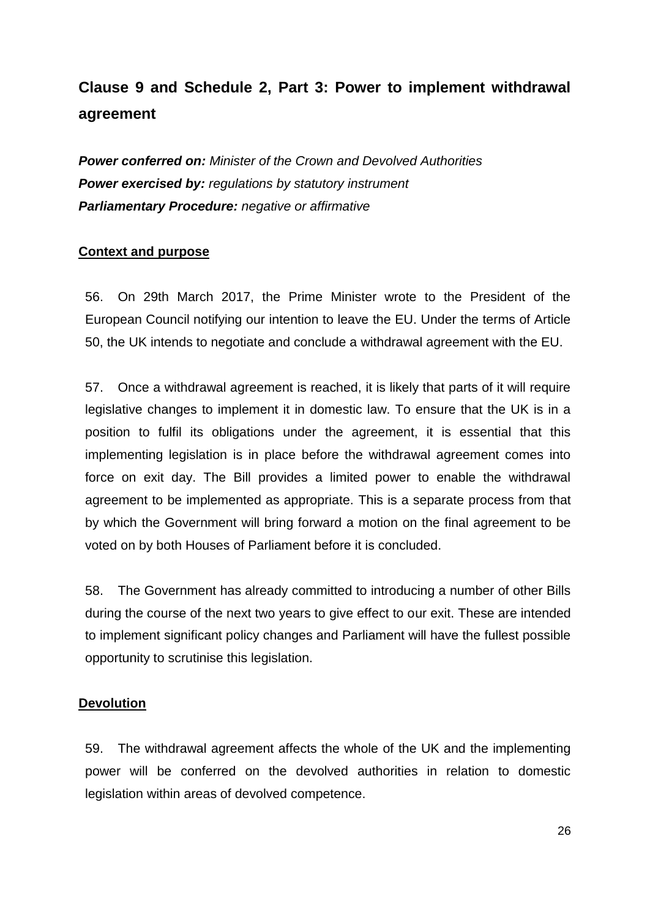## Clause 9 and Schedule 2, Part 3: Power to implement withdrawal agreement

***Power conferred on:*** *Minister of the Crown and Devolved Authorities*
***Power exercised by:*** *regulations by statutory instrument*
***Parliamentary Procedure:*** *negative or affirmative*

### Context and purpose

56. On 29th March 2017, the Prime Minister wrote to the President of the European Council notifying our intention to leave the EU. Under the terms of Article 50, the UK intends to negotiate and conclude a withdrawal agreement with the EU.

57. Once a withdrawal agreement is reached, it is likely that parts of it will require legislative changes to implement it in domestic law. To ensure that the UK is in a position to fulfil its obligations under the agreement, it is essential that this implementing legislation is in place before the withdrawal agreement comes into force on exit day. The Bill provides a limited power to enable the withdrawal agreement to be implemented as appropriate. This is a separate process from that by which the Government will bring forward a motion on the final agreement to be voted on by both Houses of Parliament before it is concluded.

58. The Government has already committed to introducing a number of other Bills during the course of the next two years to give effect to our exit. These are intended to implement significant policy changes and Parliament will have the fullest possible opportunity to scrutinise this legislation.

### Devolution

59. The withdrawal agreement affects the whole of the UK and the implementing power will be conferred on the devolved authorities in relation to domestic legislation within areas of devolved competence.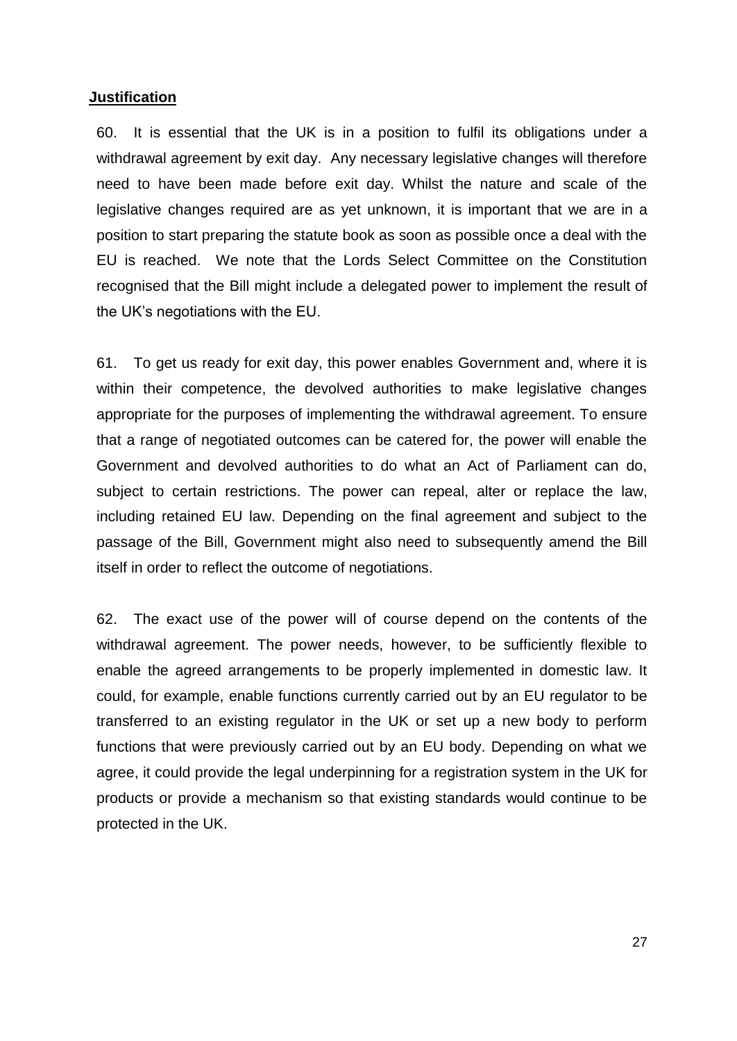**Justification**

60. It is essential that the UK is in a position to fulfil its obligations under a withdrawal agreement by exit day. Any necessary legislative changes will therefore need to have been made before exit day. Whilst the nature and scale of the legislative changes required are as yet unknown, it is important that we are in a position to start preparing the statute book as soon as possible once a deal with the EU is reached. We note that the Lords Select Committee on the Constitution recognised that the Bill might include a delegated power to implement the result of the UK's negotiations with the EU.

61. To get us ready for exit day, this power enables Government and, where it is within their competence, the devolved authorities to make legislative changes appropriate for the purposes of implementing the withdrawal agreement. To ensure that a range of negotiated outcomes can be catered for, the power will enable the Government and devolved authorities to do what an Act of Parliament can do, subject to certain restrictions. The power can repeal, alter or replace the law, including retained EU law. Depending on the final agreement and subject to the passage of the Bill, Government might also need to subsequently amend the Bill itself in order to reflect the outcome of negotiations.

62. The exact use of the power will of course depend on the contents of the withdrawal agreement. The power needs, however, to be sufficiently flexible to enable the agreed arrangements to be properly implemented in domestic law. It could, for example, enable functions currently carried out by an EU regulator to be transferred to an existing regulator in the UK or set up a new body to perform functions that were previously carried out by an EU body. Depending on what we agree, it could provide the legal underpinning for a registration system in the UK for products or provide a mechanism so that existing standards would continue to be protected in the UK.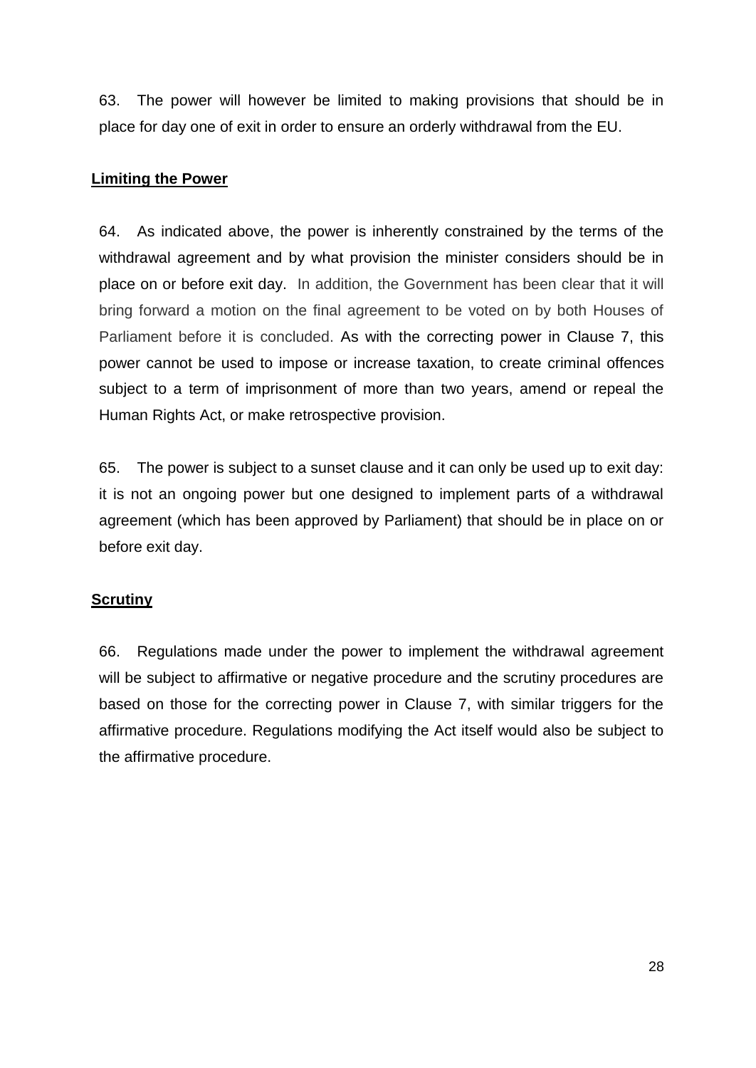63. The power will however be limited to making provisions that should be in place for day one of exit in order to ensure an orderly withdrawal from the EU.

## Limiting the Power

64. As indicated above, the power is inherently constrained by the terms of the withdrawal agreement and by what provision the minister considers should be in place on or before exit day. In addition, the Government has been clear that it will bring forward a motion on the final agreement to be voted on by both Houses of Parliament before it is concluded. As with the correcting power in Clause 7, this power cannot be used to impose or increase taxation, to create criminal offences subject to a term of imprisonment of more than two years, amend or repeal the Human Rights Act, or make retrospective provision.

65. The power is subject to a sunset clause and it can only be used up to exit day: it is not an ongoing power but one designed to implement parts of a withdrawal agreement (which has been approved by Parliament) that should be in place on or before exit day.

## Scrutiny

66. Regulations made under the power to implement the withdrawal agreement will be subject to affirmative or negative procedure and the scrutiny procedures are based on those for the correcting power in Clause 7, with similar triggers for the affirmative procedure. Regulations modifying the Act itself would also be subject to the affirmative procedure.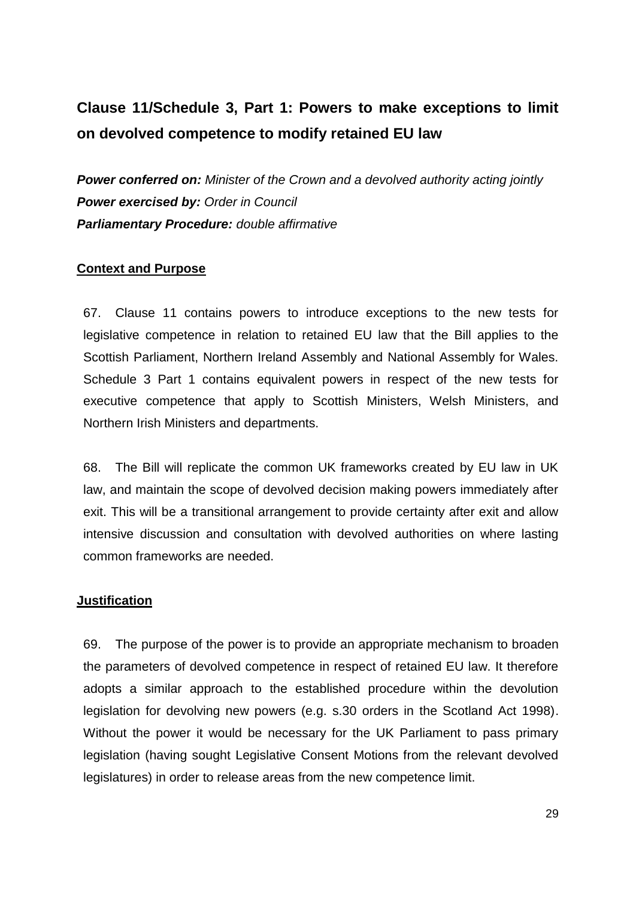## Clause 11/Schedule 3, Part 1: Powers to make exceptions to limit on devolved competence to modify retained EU law

***Power conferred on:*** *Minister of the Crown and a devolved authority acting jointly*
***Power exercised by:*** *Order in Council*
***Parliamentary Procedure:*** *double affirmative*

### Context and Purpose

67. Clause 11 contains powers to introduce exceptions to the new tests for legislative competence in relation to retained EU law that the Bill applies to the Scottish Parliament, Northern Ireland Assembly and National Assembly for Wales. Schedule 3 Part 1 contains equivalent powers in respect of the new tests for executive competence that apply to Scottish Ministers, Welsh Ministers, and Northern Irish Ministers and departments.

68. The Bill will replicate the common UK frameworks created by EU law in UK law, and maintain the scope of devolved decision making powers immediately after exit. This will be a transitional arrangement to provide certainty after exit and allow intensive discussion and consultation with devolved authorities on where lasting common frameworks are needed.

### Justification

69. The purpose of the power is to provide an appropriate mechanism to broaden the parameters of devolved competence in respect of retained EU law. It therefore adopts a similar approach to the established procedure within the devolution legislation for devolving new powers (e.g. s.30 orders in the Scotland Act 1998). Without the power it would be necessary for the UK Parliament to pass primary legislation (having sought Legislative Consent Motions from the relevant devolved legislatures) in order to release areas from the new competence limit.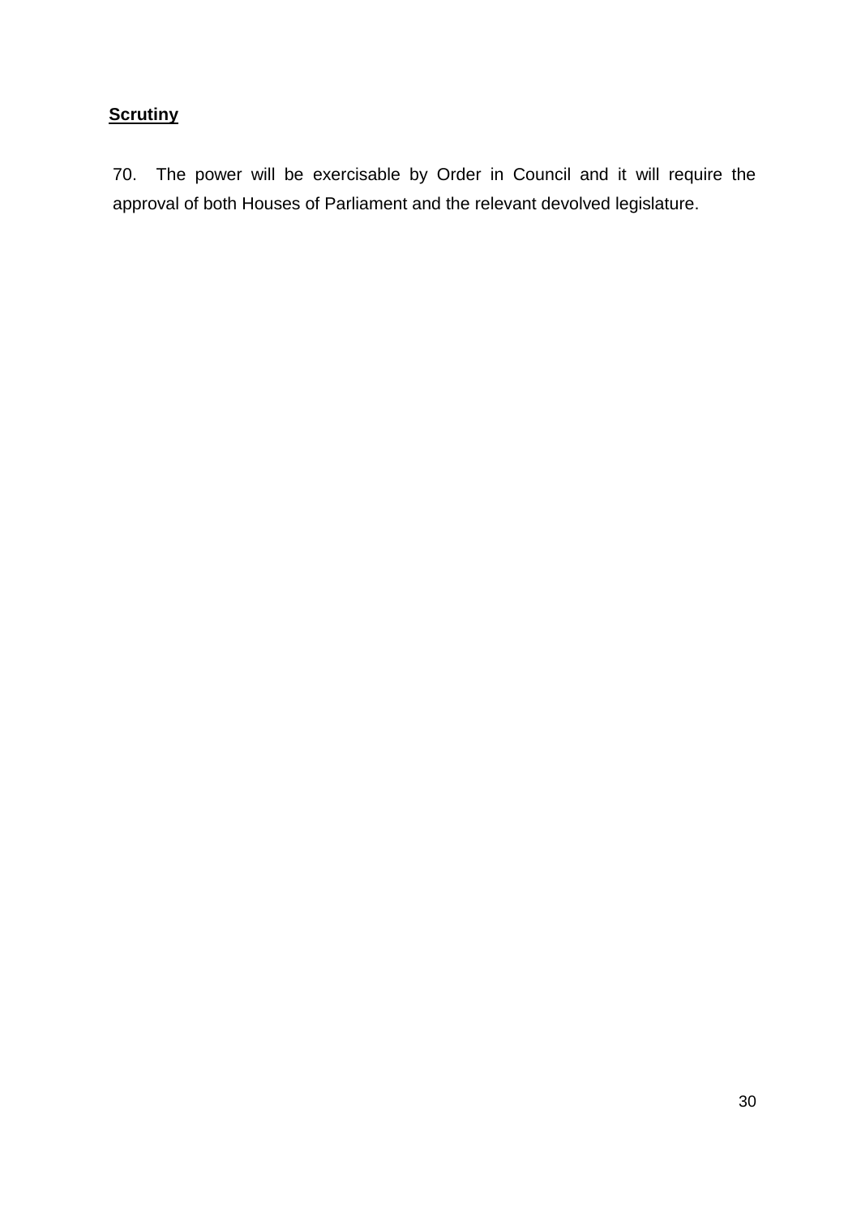**Scrutiny**

70. The power will be exercisable by Order in Council and it will require the approval of both Houses of Parliament and the relevant devolved legislature.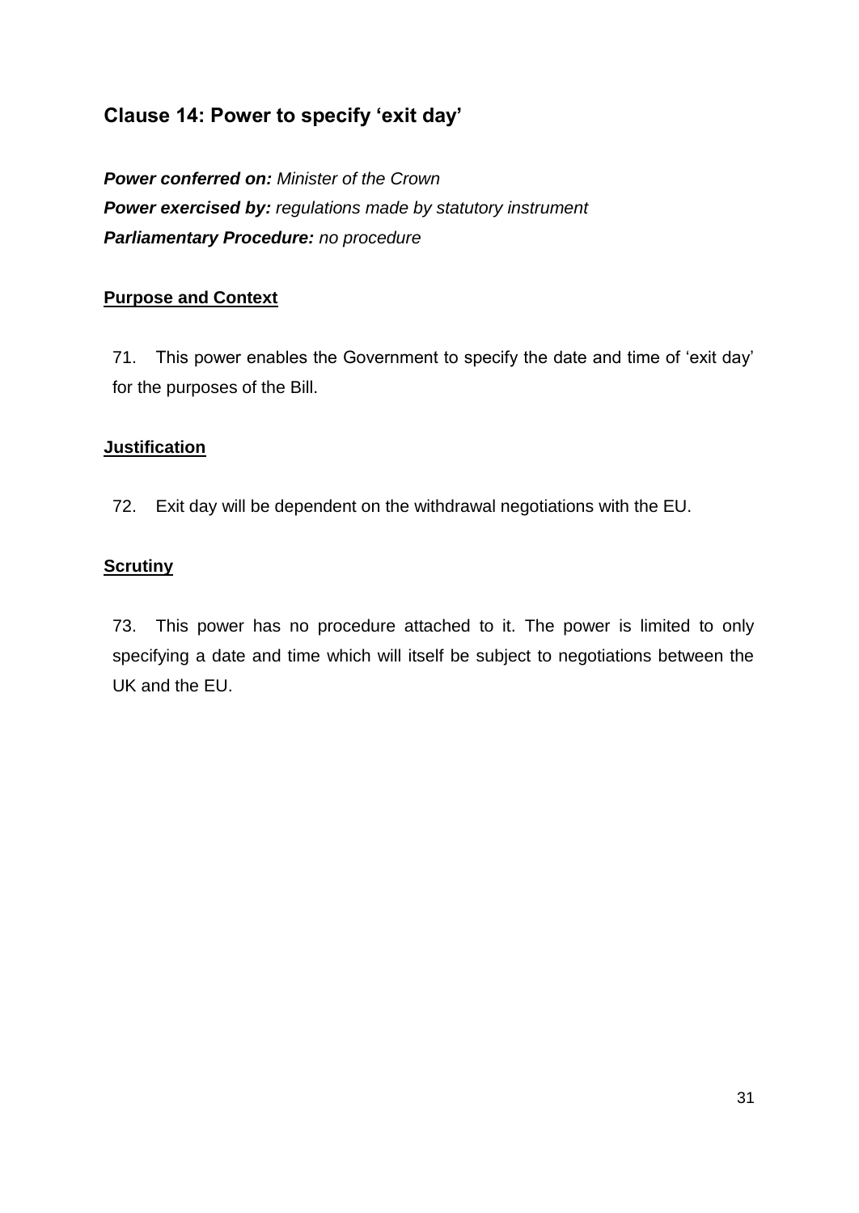## Clause 14: Power to specify 'exit day'

***Power conferred on:*** *Minister of the Crown*
***Power exercised by:*** *regulations made by statutory instrument*
***Parliamentary Procedure:*** *no procedure*

### Purpose and Context

71. This power enables the Government to specify the date and time of 'exit day' for the purposes of the Bill.

### Justification

72. Exit day will be dependent on the withdrawal negotiations with the EU.

### Scrutiny

73. This power has no procedure attached to it. The power is limited to only specifying a date and time which will itself be subject to negotiations between the UK and the EU.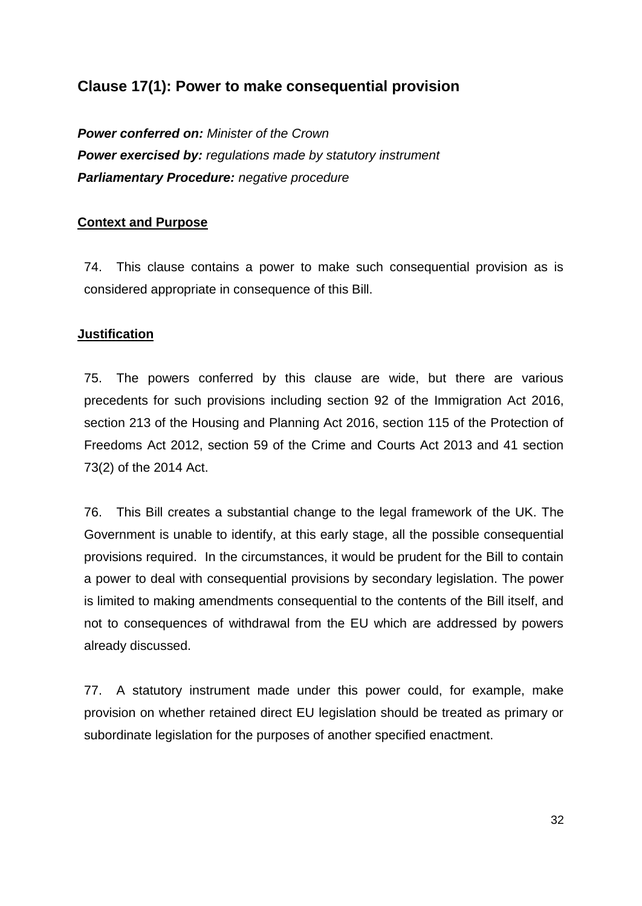## Clause 17(1): Power to make consequential provision

***Power conferred on:*** *Minister of the Crown*
***Power exercised by:*** *regulations made by statutory instrument*
***Parliamentary Procedure:*** *negative procedure*

**Context and Purpose**

74. This clause contains a power to make such consequential provision as is considered appropriate in consequence of this Bill.

**Justification**

75. The powers conferred by this clause are wide, but there are various precedents for such provisions including section 92 of the Immigration Act 2016, section 213 of the Housing and Planning Act 2016, section 115 of the Protection of Freedoms Act 2012, section 59 of the Crime and Courts Act 2013 and 41 section 73(2) of the 2014 Act.

76. This Bill creates a substantial change to the legal framework of the UK. The Government is unable to identify, at this early stage, all the possible consequential provisions required. In the circumstances, it would be prudent for the Bill to contain a power to deal with consequential provisions by secondary legislation. The power is limited to making amendments consequential to the contents of the Bill itself, and not to consequences of withdrawal from the EU which are addressed by powers already discussed.

77. A statutory instrument made under this power could, for example, make provision on whether retained direct EU legislation should be treated as primary or subordinate legislation for the purposes of another specified enactment.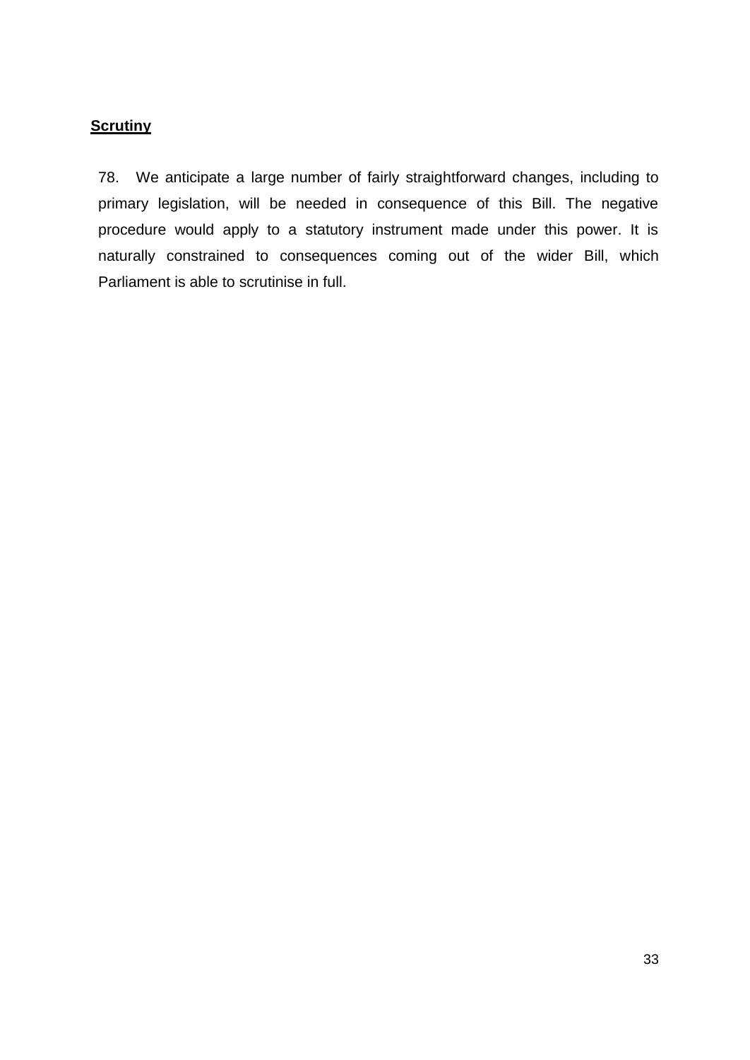**Scrutiny**

78. We anticipate a large number of fairly straightforward changes, including to primary legislation, will be needed in consequence of this Bill. The negative procedure would apply to a statutory instrument made under this power. It is naturally constrained to consequences coming out of the wider Bill, which Parliament is able to scrutinise in full.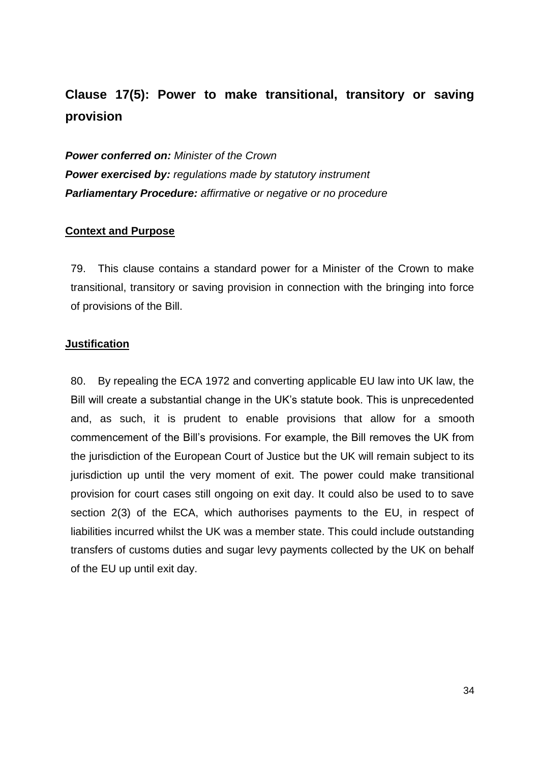## Clause 17(5): Power to make transitional, transitory or saving provision

***Power conferred on:*** *Minister of the Crown*
***Power exercised by:*** *regulations made by statutory instrument*
***Parliamentary Procedure:*** *affirmative or negative or no procedure*

**Context and Purpose**

79. This clause contains a standard power for a Minister of the Crown to make transitional, transitory or saving provision in connection with the bringing into force of provisions of the Bill.

**Justification**

80. By repealing the ECA 1972 and converting applicable EU law into UK law, the Bill will create a substantial change in the UK's statute book. This is unprecedented and, as such, it is prudent to enable provisions that allow for a smooth commencement of the Bill's provisions. For example, the Bill removes the UK from the jurisdiction of the European Court of Justice but the UK will remain subject to its jurisdiction up until the very moment of exit. The power could make transitional provision for court cases still ongoing on exit day. It could also be used to to save section 2(3) of the ECA, which authorises payments to the EU, in respect of liabilities incurred whilst the UK was a member state. This could include outstanding transfers of customs duties and sugar levy payments collected by the UK on behalf of the EU up until exit day.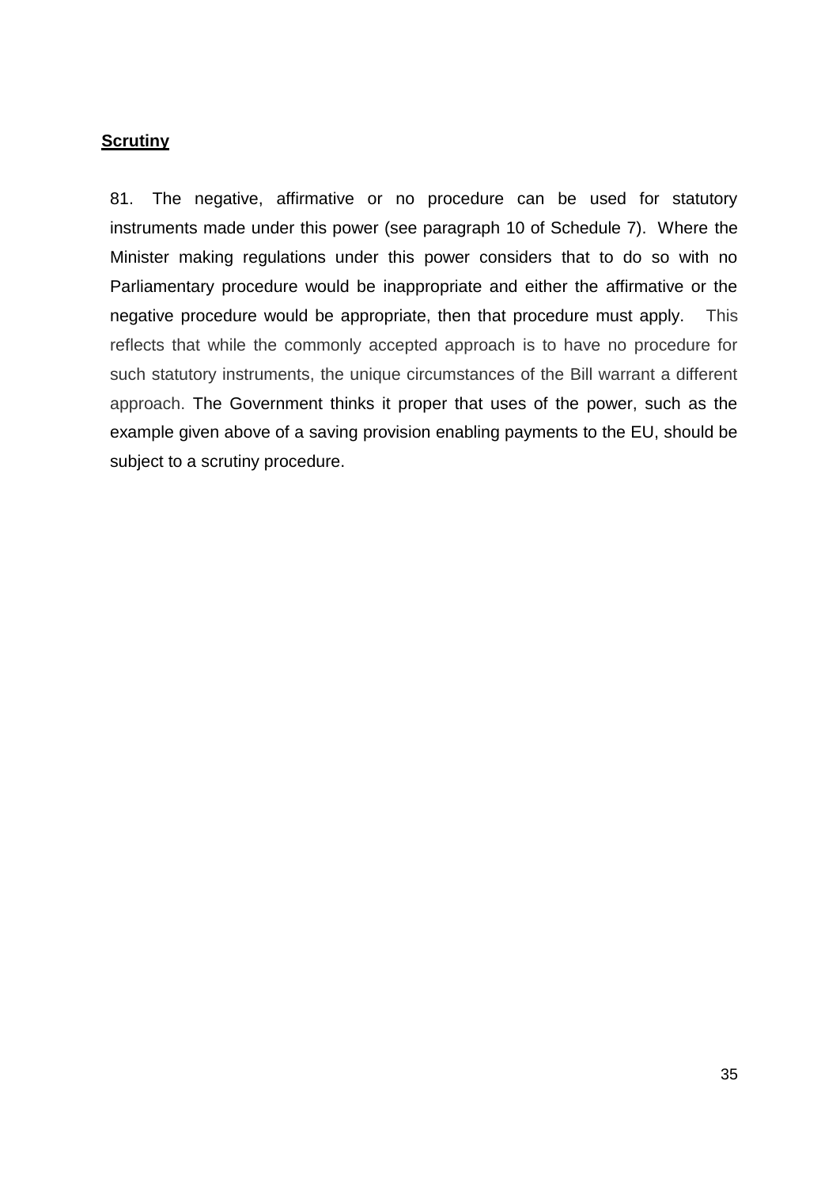## Scrutiny

81. The negative, affirmative or no procedure can be used for statutory instruments made under this power (see paragraph 10 of Schedule 7). Where the Minister making regulations under this power considers that to do so with no Parliamentary procedure would be inappropriate and either the affirmative or the negative procedure would be appropriate, then that procedure must apply. This reflects that while the commonly accepted approach is to have no procedure for such statutory instruments, the unique circumstances of the Bill warrant a different approach. The Government thinks it proper that uses of the power, such as the example given above of a saving provision enabling payments to the EU, should be subject to a scrutiny procedure.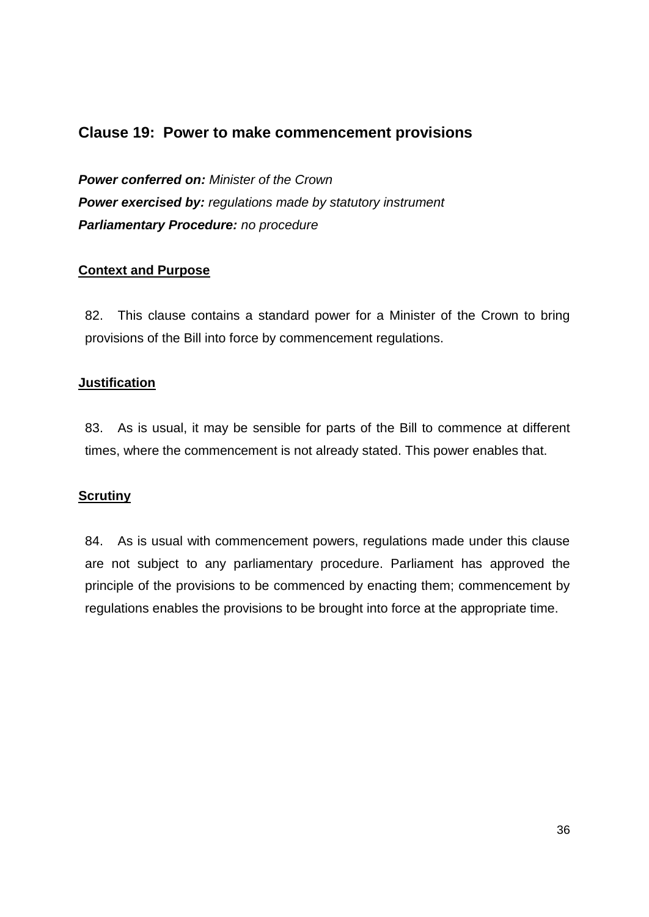## Clause 19: Power to make commencement provisions

***Power conferred on:*** *Minister of the Crown*
***Power exercised by:*** *regulations made by statutory instrument*
***Parliamentary Procedure:*** *no procedure*

### Context and Purpose

82. This clause contains a standard power for a Minister of the Crown to bring provisions of the Bill into force by commencement regulations.

### Justification

83. As is usual, it may be sensible for parts of the Bill to commence at different times, where the commencement is not already stated. This power enables that.

### Scrutiny

84. As is usual with commencement powers, regulations made under this clause are not subject to any parliamentary procedure. Parliament has approved the principle of the provisions to be commenced by enacting them; commencement by regulations enables the provisions to be brought into force at the appropriate time.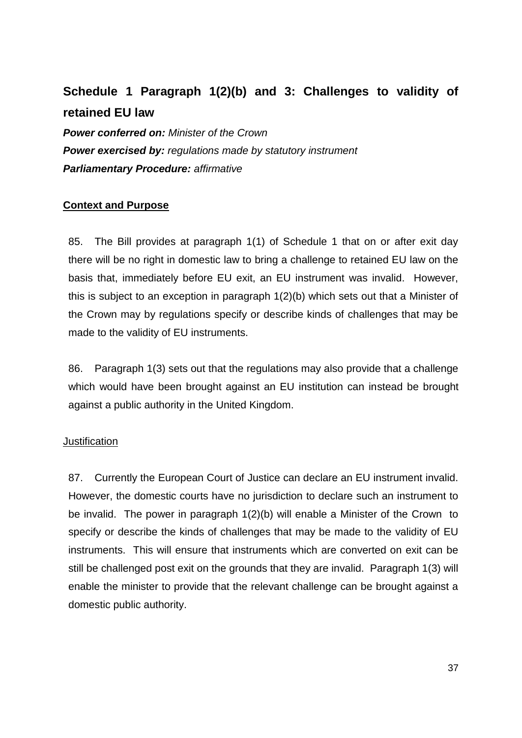## Schedule 1 Paragraph 1(2)(b) and 3: Challenges to validity of retained EU law

***Power conferred on:*** *Minister of the Crown*
***Power exercised by:*** *regulations made by statutory instrument*
***Parliamentary Procedure:*** *affirmative*

### Context and Purpose

85. The Bill provides at paragraph 1(1) of Schedule 1 that on or after exit day there will be no right in domestic law to bring a challenge to retained EU law on the basis that, immediately before EU exit, an EU instrument was invalid. However, this is subject to an exception in paragraph 1(2)(b) which sets out that a Minister of the Crown may by regulations specify or describe kinds of challenges that may be made to the validity of EU instruments.

86. Paragraph 1(3) sets out that the regulations may also provide that a challenge which would have been brought against an EU institution can instead be brought against a public authority in the United Kingdom.

### Justification

87. Currently the European Court of Justice can declare an EU instrument invalid. However, the domestic courts have no jurisdiction to declare such an instrument to be invalid. The power in paragraph 1(2)(b) will enable a Minister of the Crown to specify or describe the kinds of challenges that may be made to the validity of EU instruments. This will ensure that instruments which are converted on exit can be still be challenged post exit on the grounds that they are invalid. Paragraph 1(3) will enable the minister to provide that the relevant challenge can be brought against a domestic public authority.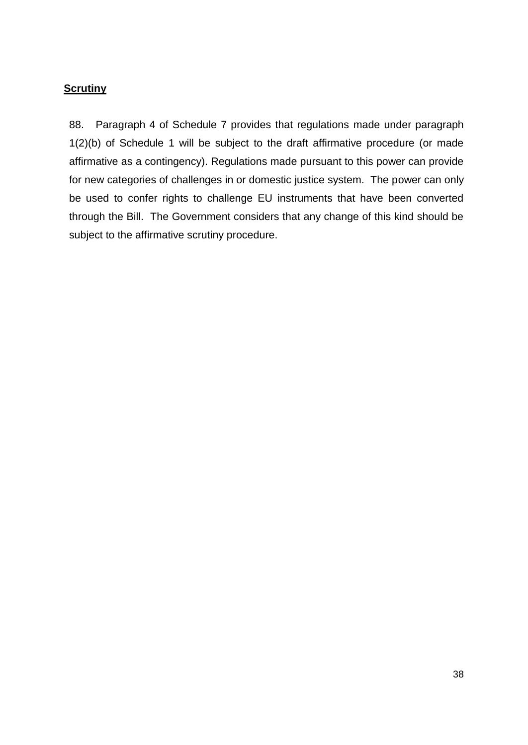**Scrutiny**

88. Paragraph 4 of Schedule 7 provides that regulations made under paragraph 1(2)(b) of Schedule 1 will be subject to the draft affirmative procedure (or made affirmative as a contingency). Regulations made pursuant to this power can provide for new categories of challenges in or domestic justice system. The power can only be used to confer rights to challenge EU instruments that have been converted through the Bill. The Government considers that any change of this kind should be subject to the affirmative scrutiny procedure.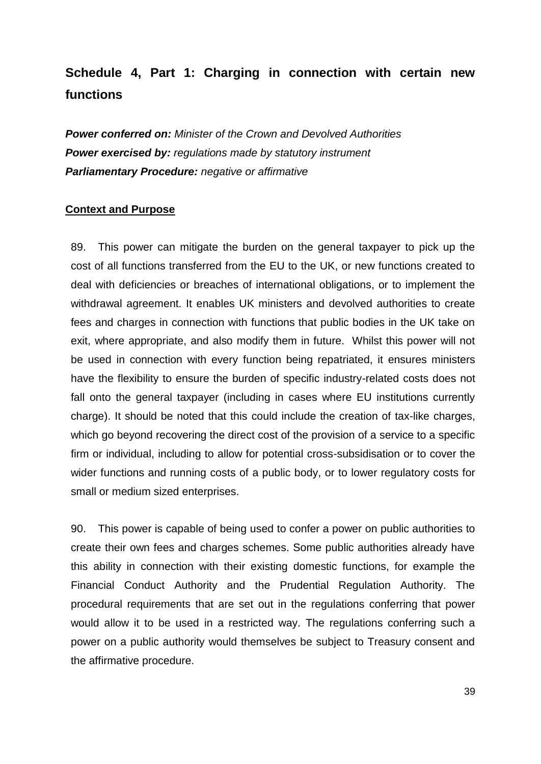## Schedule 4, Part 1: Charging in connection with certain new functions

***Power conferred on:*** *Minister of the Crown and Devolved Authorities*
***Power exercised by:*** *regulations made by statutory instrument*
***Parliamentary Procedure:*** *negative or affirmative*

**Context and Purpose**

89. This power can mitigate the burden on the general taxpayer to pick up the cost of all functions transferred from the EU to the UK, or new functions created to deal with deficiencies or breaches of international obligations, or to implement the withdrawal agreement. It enables UK ministers and devolved authorities to create fees and charges in connection with functions that public bodies in the UK take on exit, where appropriate, and also modify them in future. Whilst this power will not be used in connection with every function being repatriated, it ensures ministers have the flexibility to ensure the burden of specific industry-related costs does not fall onto the general taxpayer (including in cases where EU institutions currently charge). It should be noted that this could include the creation of tax-like charges, which go beyond recovering the direct cost of the provision of a service to a specific firm or individual, including to allow for potential cross-subsidisation or to cover the wider functions and running costs of a public body, or to lower regulatory costs for small or medium sized enterprises.

90. This power is capable of being used to confer a power on public authorities to create their own fees and charges schemes. Some public authorities already have this ability in connection with their existing domestic functions, for example the Financial Conduct Authority and the Prudential Regulation Authority. The procedural requirements that are set out in the regulations conferring that power would allow it to be used in a restricted way. The regulations conferring such a power on a public authority would themselves be subject to Treasury consent and the affirmative procedure.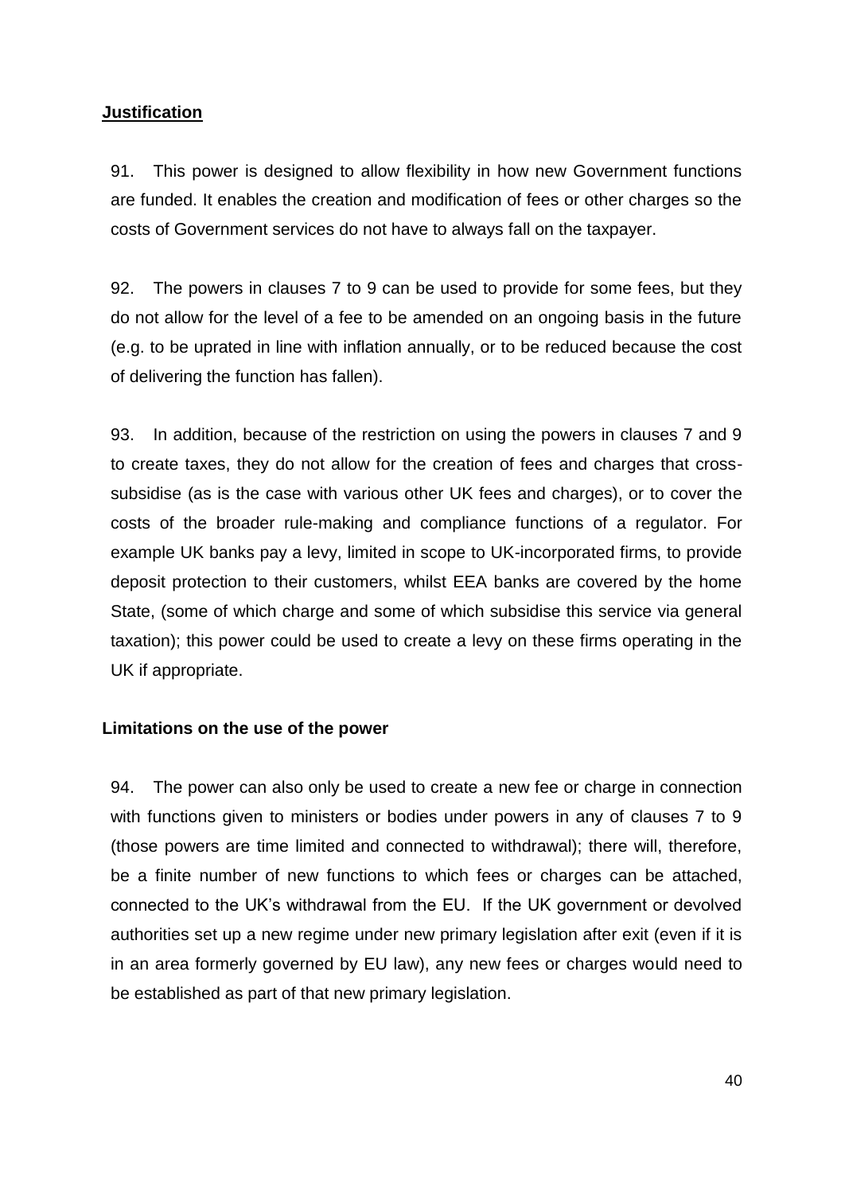**Justification**

91. This power is designed to allow flexibility in how new Government functions are funded. It enables the creation and modification of fees or other charges so the costs of Government services do not have to always fall on the taxpayer.

92. The powers in clauses 7 to 9 can be used to provide for some fees, but they do not allow for the level of a fee to be amended on an ongoing basis in the future (e.g. to be uprated in line with inflation annually, or to be reduced because the cost of delivering the function has fallen).

93. In addition, because of the restriction on using the powers in clauses 7 and 9 to create taxes, they do not allow for the creation of fees and charges that cross-subsidise (as is the case with various other UK fees and charges), or to cover the costs of the broader rule-making and compliance functions of a regulator. For example UK banks pay a levy, limited in scope to UK-incorporated firms, to provide deposit protection to their customers, whilst EEA banks are covered by the home State, (some of which charge and some of which subsidise this service via general taxation); this power could be used to create a levy on these firms operating in the UK if appropriate.

**Limitations on the use of the power**

94. The power can also only be used to create a new fee or charge in connection with functions given to ministers or bodies under powers in any of clauses 7 to 9 (those powers are time limited and connected to withdrawal); there will, therefore, be a finite number of new functions to which fees or charges can be attached, connected to the UK's withdrawal from the EU. If the UK government or devolved authorities set up a new regime under new primary legislation after exit (even if it is in an area formerly governed by EU law), any new fees or charges would need to be established as part of that new primary legislation.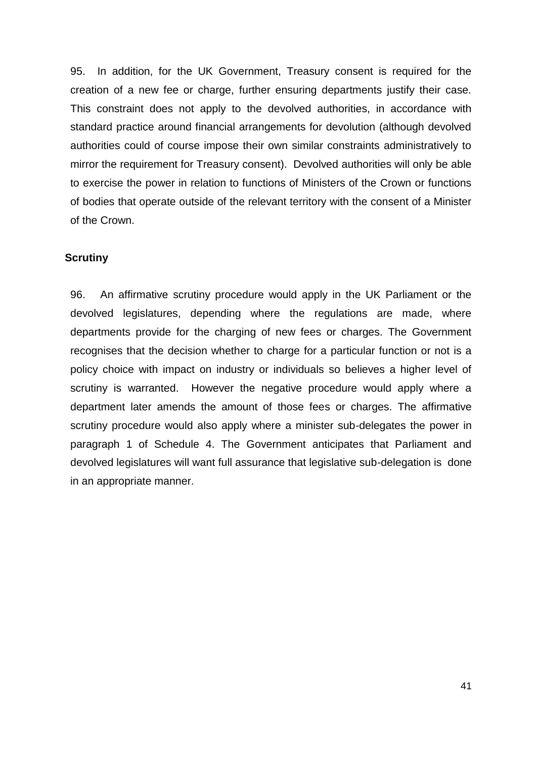95. In addition, for the UK Government, Treasury consent is required for the creation of a new fee or charge, further ensuring departments justify their case. This constraint does not apply to the devolved authorities, in accordance with standard practice around financial arrangements for devolution (although devolved authorities could of course impose their own similar constraints administratively to mirror the requirement for Treasury consent). Devolved authorities will only be able to exercise the power in relation to functions of Ministers of the Crown or functions of bodies that operate outside of the relevant territory with the consent of a Minister of the Crown.

**Scrutiny**

96. An affirmative scrutiny procedure would apply in the UK Parliament or the devolved legislatures, depending where the regulations are made, where departments provide for the charging of new fees or charges. The Government recognises that the decision whether to charge for a particular function or not is a policy choice with impact on industry or individuals so believes a higher level of scrutiny is warranted. However the negative procedure would apply where a department later amends the amount of those fees or charges. The affirmative scrutiny procedure would also apply where a minister sub-delegates the power in paragraph 1 of Schedule 4. The Government anticipates that Parliament and devolved legislatures will want full assurance that legislative sub-delegation is done in an appropriate manner.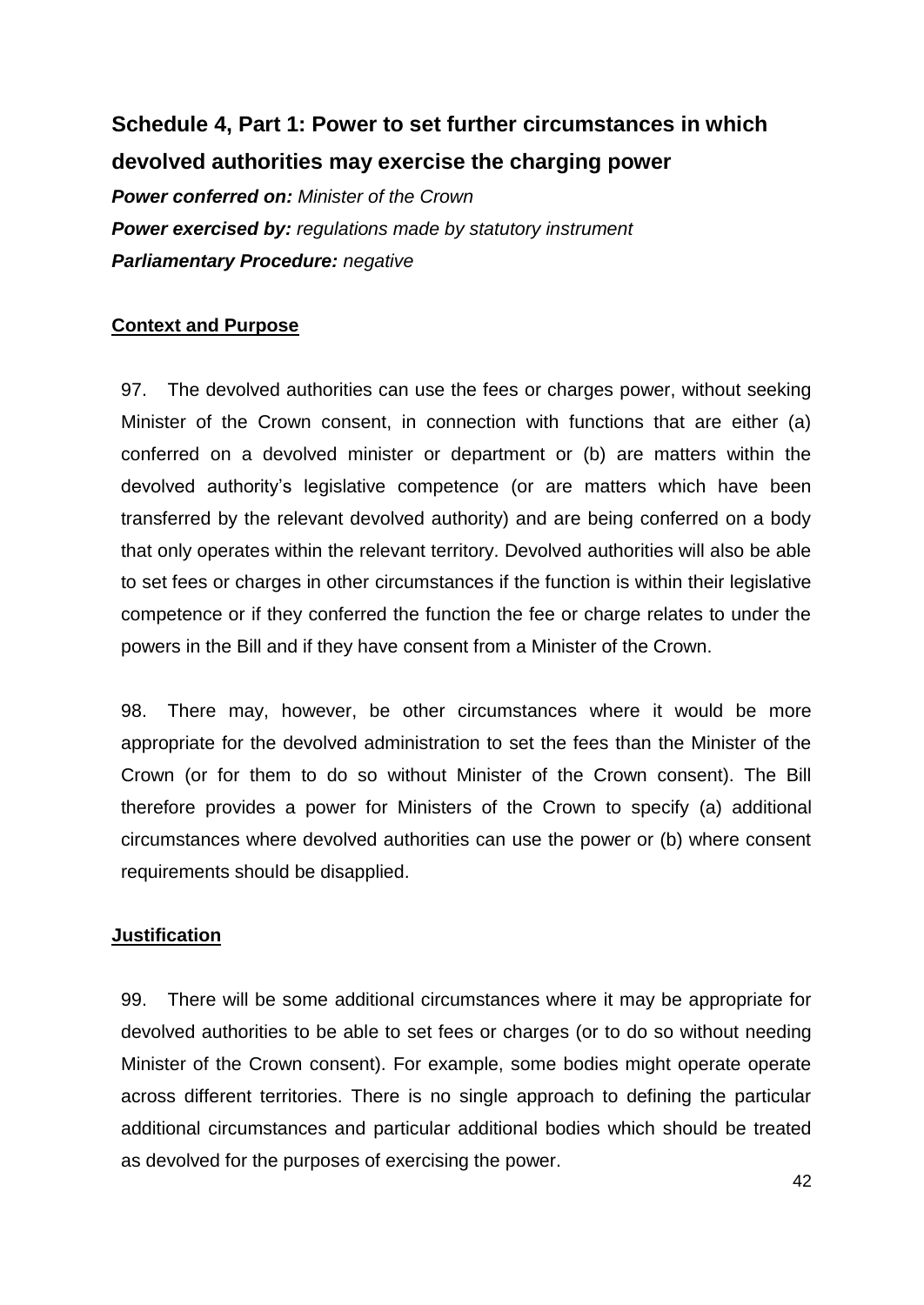## Schedule 4, Part 1: Power to set further circumstances in which devolved authorities may exercise the charging power

***Power conferred on:*** *Minister of the Crown*
***Power exercised by:*** *regulations made by statutory instrument*
***Parliamentary Procedure:*** *negative*

**Context and Purpose**

97. The devolved authorities can use the fees or charges power, without seeking Minister of the Crown consent, in connection with functions that are either (a) conferred on a devolved minister or department or (b) are matters within the devolved authority's legislative competence (or are matters which have been transferred by the relevant devolved authority) and are being conferred on a body that only operates within the relevant territory. Devolved authorities will also be able to set fees or charges in other circumstances if the function is within their legislative competence or if they conferred the function the fee or charge relates to under the powers in the Bill and if they have consent from a Minister of the Crown.

98. There may, however, be other circumstances where it would be more appropriate for the devolved administration to set the fees than the Minister of the Crown (or for them to do so without Minister of the Crown consent). The Bill therefore provides a power for Ministers of the Crown to specify (a) additional circumstances where devolved authorities can use the power or (b) where consent requirements should be disapplied.

**Justification**

99. There will be some additional circumstances where it may be appropriate for devolved authorities to be able to set fees or charges (or to do so without needing Minister of the Crown consent). For example, some bodies might operate operate across different territories. There is no single approach to defining the particular additional circumstances and particular additional bodies which should be treated as devolved for the purposes of exercising the power.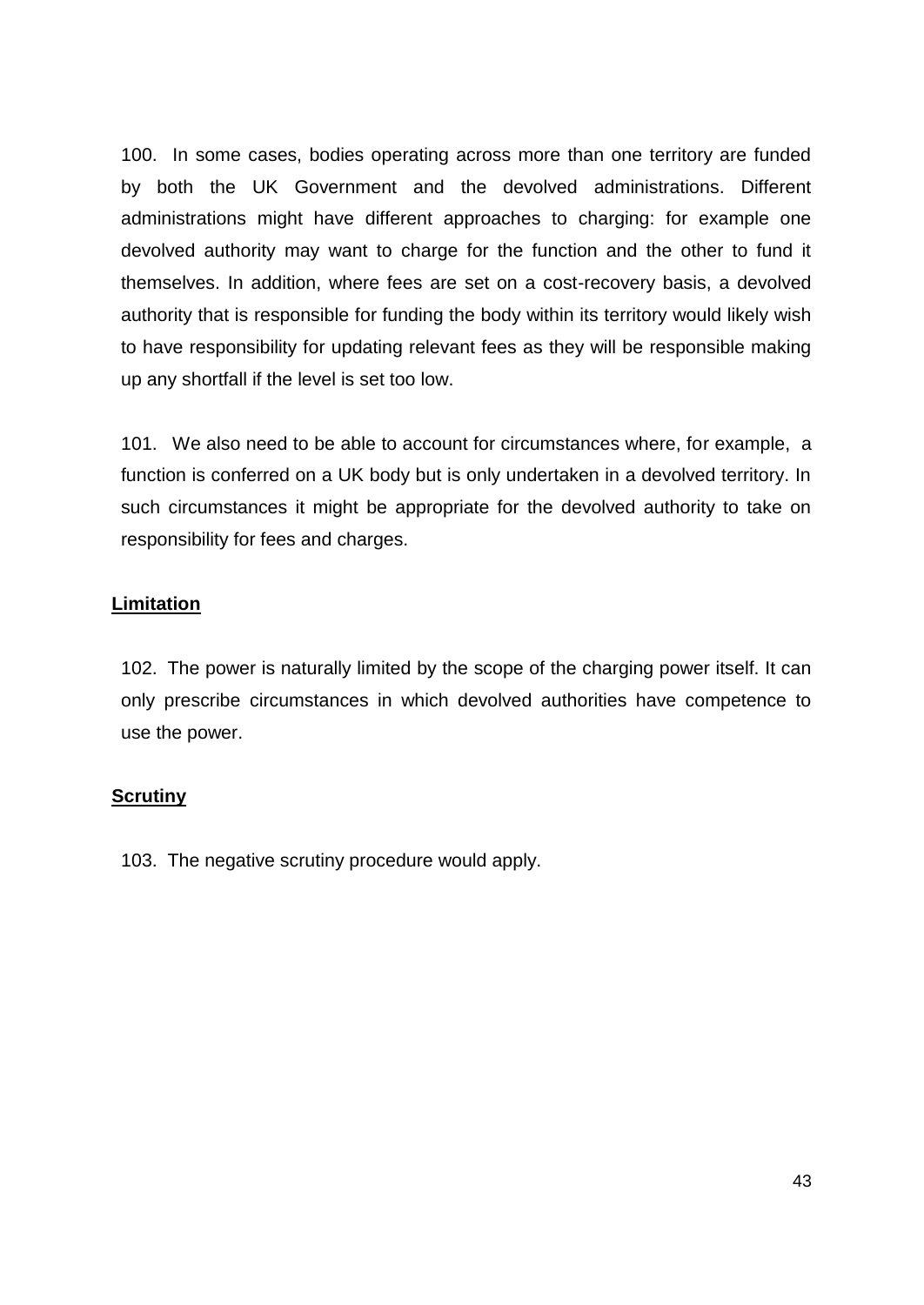100. In some cases, bodies operating across more than one territory are funded by both the UK Government and the devolved administrations. Different administrations might have different approaches to charging: for example one devolved authority may want to charge for the function and the other to fund it themselves. In addition, where fees are set on a cost-recovery basis, a devolved authority that is responsible for funding the body within its territory would likely wish to have responsibility for updating relevant fees as they will be responsible making up any shortfall if the level is set too low.

101. We also need to be able to account for circumstances where, for example, a function is conferred on a UK body but is only undertaken in a devolved territory. In such circumstances it might be appropriate for the devolved authority to take on responsibility for fees and charges.

**Limitation**

102. The power is naturally limited by the scope of the charging power itself. It can only prescribe circumstances in which devolved authorities have competence to use the power.

**Scrutiny**

103. The negative scrutiny procedure would apply.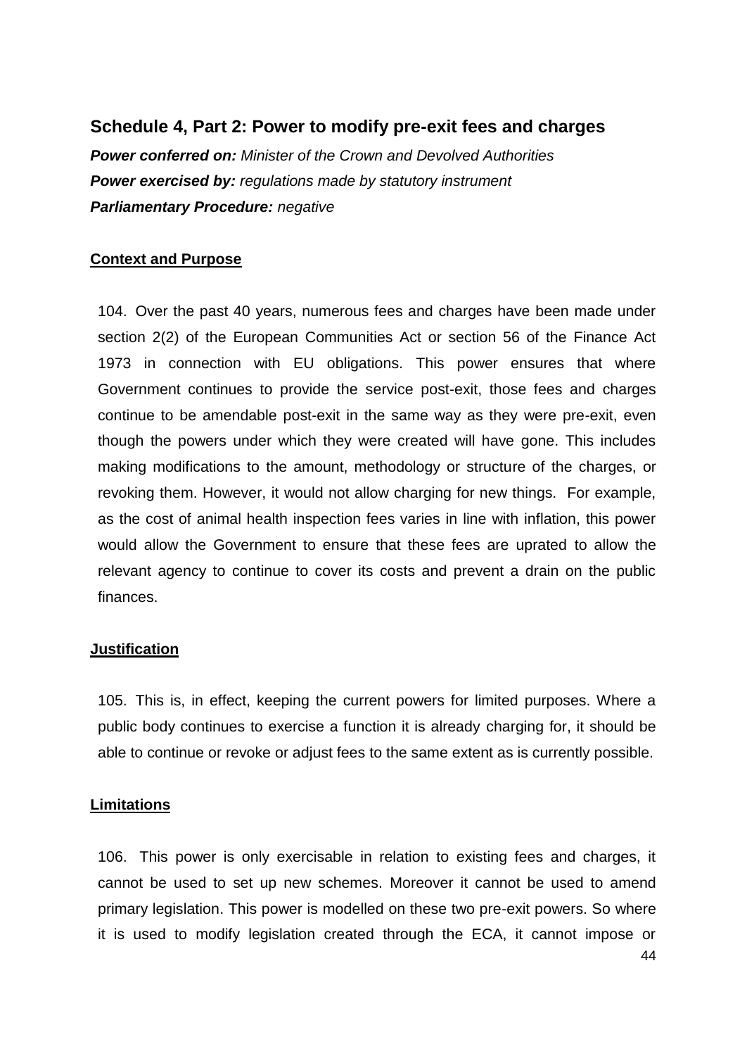## Schedule 4, Part 2: Power to modify pre-exit fees and charges

***Power conferred on:*** *Minister of the Crown and Devolved Authorities*
***Power exercised by:*** *regulations made by statutory instrument*
***Parliamentary Procedure:*** *negative*

**Context and Purpose**

104. Over the past 40 years, numerous fees and charges have been made under section 2(2) of the European Communities Act or section 56 of the Finance Act 1973 in connection with EU obligations. This power ensures that where Government continues to provide the service post-exit, those fees and charges continue to be amendable post-exit in the same way as they were pre-exit, even though the powers under which they were created will have gone. This includes making modifications to the amount, methodology or structure of the charges, or revoking them. However, it would not allow charging for new things. For example, as the cost of animal health inspection fees varies in line with inflation, this power would allow the Government to ensure that these fees are uprated to allow the relevant agency to continue to cover its costs and prevent a drain on the public finances.

**Justification**

105. This is, in effect, keeping the current powers for limited purposes. Where a public body continues to exercise a function it is already charging for, it should be able to continue or revoke or adjust fees to the same extent as is currently possible.

**Limitations**

106. This power is only exercisable in relation to existing fees and charges, it cannot be used to set up new schemes. Moreover it cannot be used to amend primary legislation. This power is modelled on these two pre-exit powers. So where it is used to modify legislation created through the ECA, it cannot impose or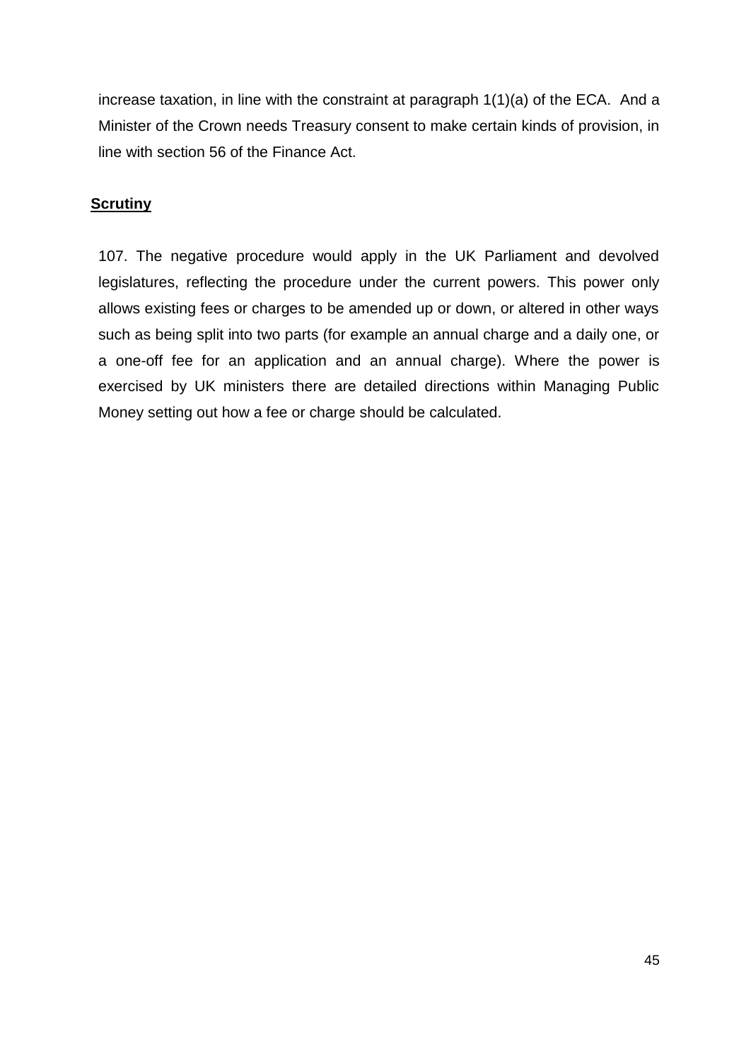increase taxation, in line with the constraint at paragraph 1(1)(a) of the ECA. And a Minister of the Crown needs Treasury consent to make certain kinds of provision, in line with section 56 of the Finance Act.

**Scrutiny**

107. The negative procedure would apply in the UK Parliament and devolved legislatures, reflecting the procedure under the current powers. This power only allows existing fees or charges to be amended up or down, or altered in other ways such as being split into two parts (for example an annual charge and a daily one, or a one-off fee for an application and an annual charge). Where the power is exercised by UK ministers there are detailed directions within Managing Public Money setting out how a fee or charge should be calculated.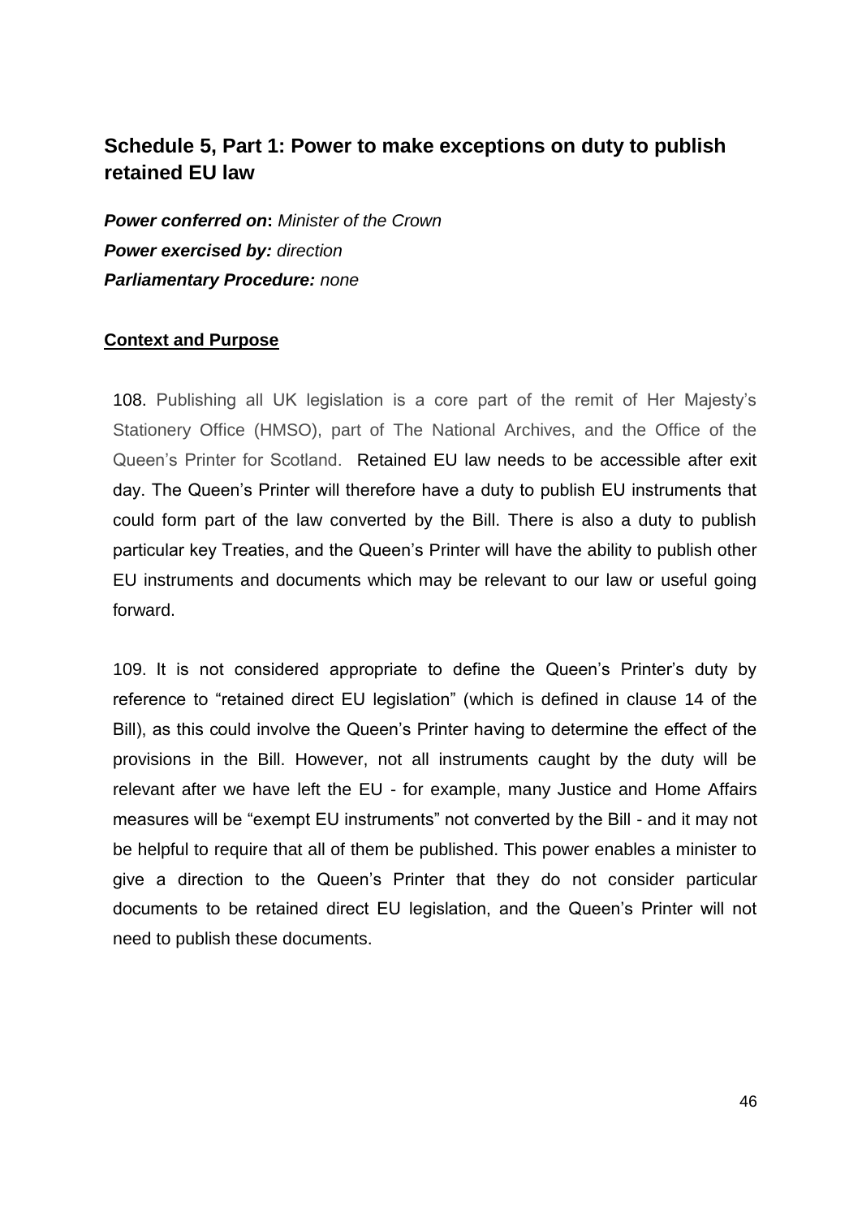## Schedule 5, Part 1: Power to make exceptions on duty to publish retained EU law

***Power conferred on:*** *Minister of the Crown*
***Power exercised by:*** *direction*
***Parliamentary Procedure:*** *none*

**Context and Purpose**

108. Publishing all UK legislation is a core part of the remit of Her Majesty's Stationery Office (HMSO), part of The National Archives, and the Office of the Queen's Printer for Scotland. Retained EU law needs to be accessible after exit day. The Queen's Printer will therefore have a duty to publish EU instruments that could form part of the law converted by the Bill. There is also a duty to publish particular key Treaties, and the Queen's Printer will have the ability to publish other EU instruments and documents which may be relevant to our law or useful going forward.

109. It is not considered appropriate to define the Queen's Printer's duty by reference to "retained direct EU legislation" (which is defined in clause 14 of the Bill), as this could involve the Queen's Printer having to determine the effect of the provisions in the Bill. However, not all instruments caught by the duty will be relevant after we have left the EU - for example, many Justice and Home Affairs measures will be "exempt EU instruments" not converted by the Bill - and it may not be helpful to require that all of them be published. This power enables a minister to give a direction to the Queen's Printer that they do not consider particular documents to be retained direct EU legislation, and the Queen's Printer will not need to publish these documents.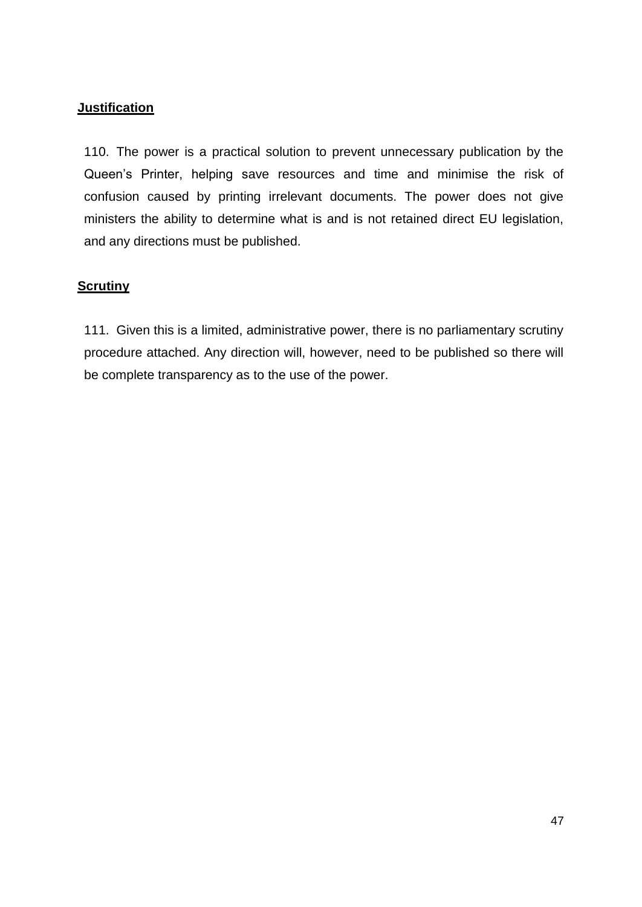**Justification**

110. The power is a practical solution to prevent unnecessary publication by the Queen's Printer, helping save resources and time and minimise the risk of confusion caused by printing irrelevant documents. The power does not give ministers the ability to determine what is and is not retained direct EU legislation, and any directions must be published.

**Scrutiny**

111. Given this is a limited, administrative power, there is no parliamentary scrutiny procedure attached. Any direction will, however, need to be published so there will be complete transparency as to the use of the power.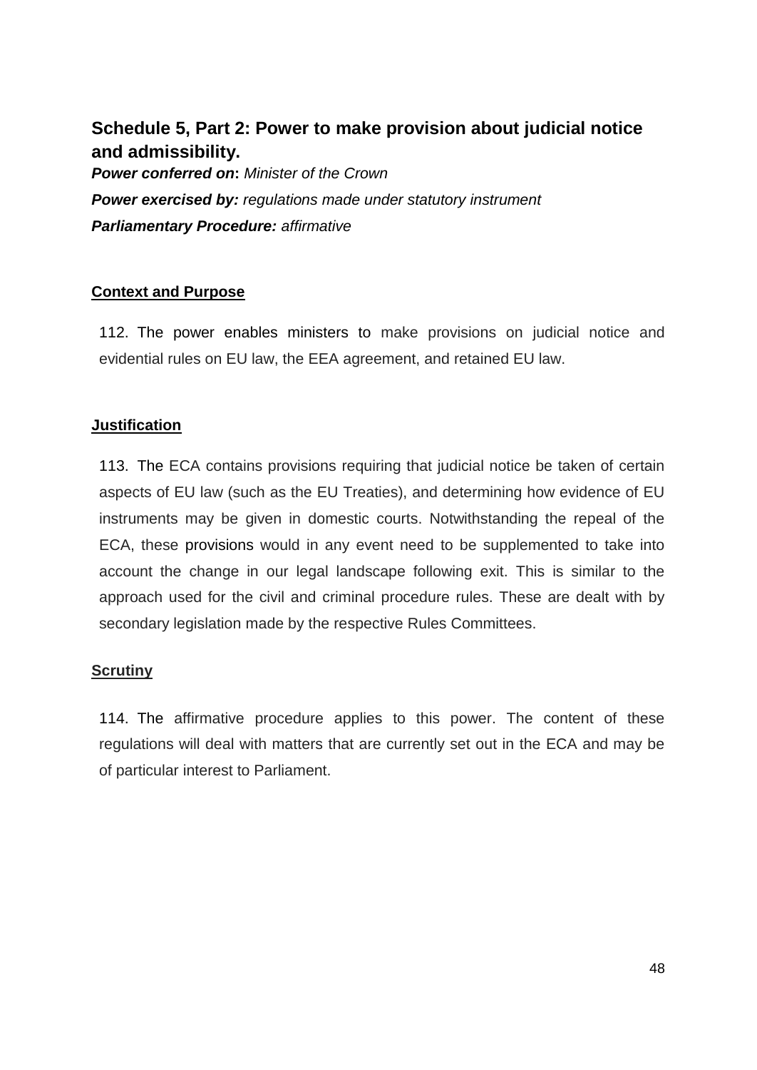## Schedule 5, Part 2: Power to make provision about judicial notice and admissibility.

***Power conferred on*****:** *Minister of the Crown*

***Power exercised by:*** *regulations made under statutory instrument*

***Parliamentary Procedure:*** *affirmative*

### Context and Purpose

112. The power enables ministers to make provisions on judicial notice and evidential rules on EU law, the EEA agreement, and retained EU law.

### Justification

113. The ECA contains provisions requiring that judicial notice be taken of certain aspects of EU law (such as the EU Treaties), and determining how evidence of EU instruments may be given in domestic courts. Notwithstanding the repeal of the ECA, these provisions would in any event need to be supplemented to take into account the change in our legal landscape following exit. This is similar to the approach used for the civil and criminal procedure rules. These are dealt with by secondary legislation made by the respective Rules Committees.

### Scrutiny

114. The affirmative procedure applies to this power. The content of these regulations will deal with matters that are currently set out in the ECA and may be of particular interest to Parliament.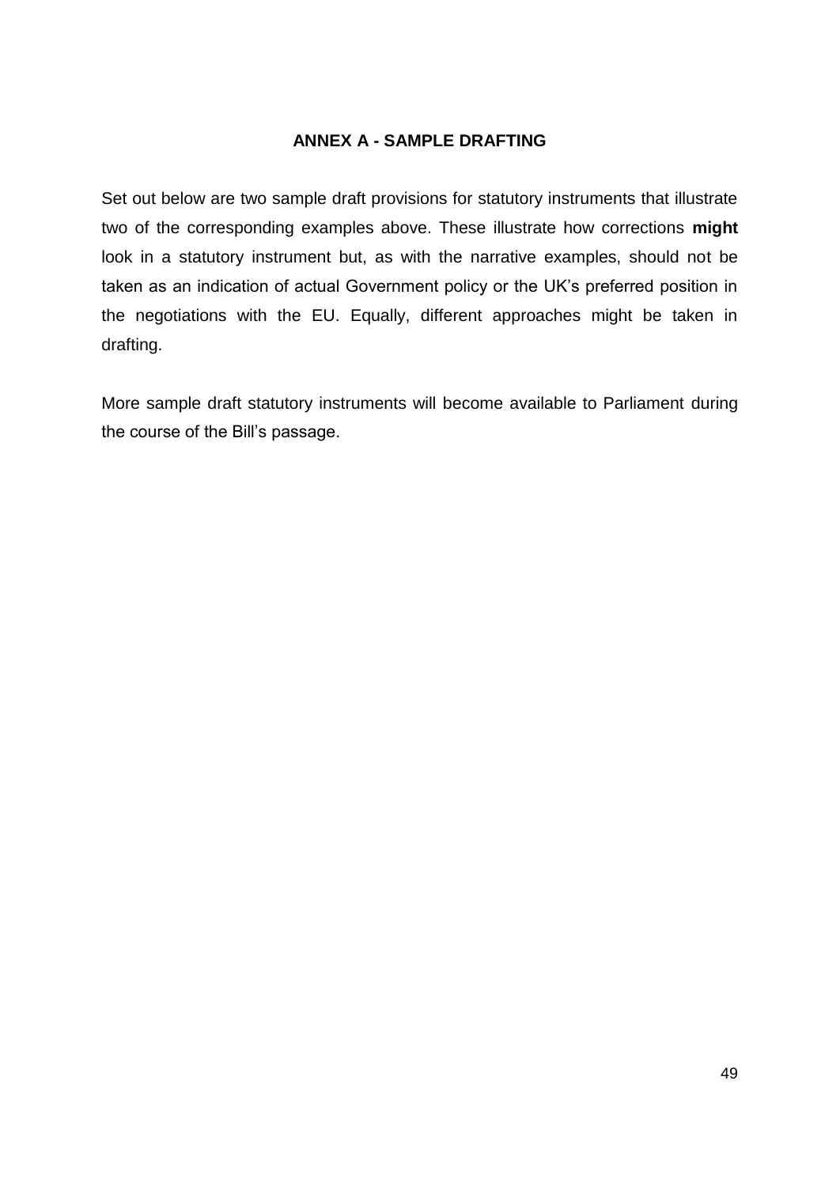## ANNEX A - SAMPLE DRAFTING

Set out below are two sample draft provisions for statutory instruments that illustrate two of the corresponding examples above. These illustrate how corrections **might** look in a statutory instrument but, as with the narrative examples, should not be taken as an indication of actual Government policy or the UK's preferred position in the negotiations with the EU. Equally, different approaches might be taken in drafting.

More sample draft statutory instruments will become available to Parliament during the course of the Bill's passage.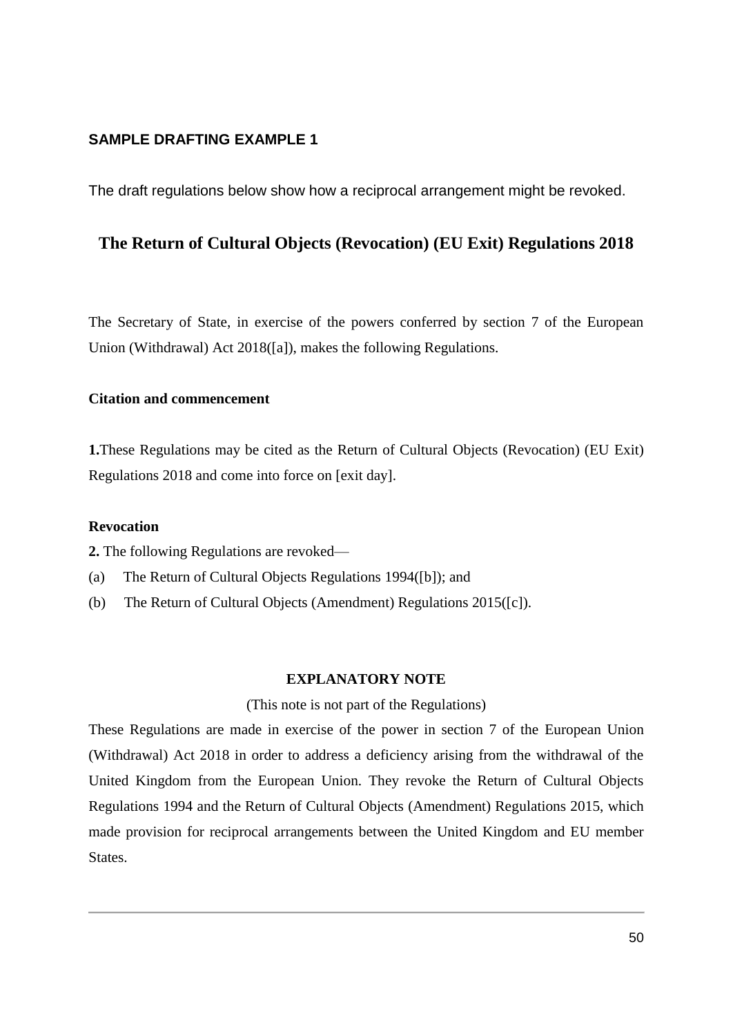**SAMPLE DRAFTING EXAMPLE 1**

The draft regulations below show how a reciprocal arrangement might be revoked.

## The Return of Cultural Objects (Revocation) (EU Exit) Regulations 2018

The Secretary of State, in exercise of the powers conferred by section 7 of the European Union (Withdrawal) Act 2018([a]), makes the following Regulations.

**Citation and commencement**

**1.**These Regulations may be cited as the Return of Cultural Objects (Revocation) (EU Exit) Regulations 2018 and come into force on [exit day].

**Revocation**

**2.** The following Regulations are revoked—

(a) The Return of Cultural Objects Regulations 1994([b]); and

(b) The Return of Cultural Objects (Amendment) Regulations 2015([c]).

**EXPLANATORY NOTE**

(This note is not part of the Regulations)

These Regulations are made in exercise of the power in section 7 of the European Union (Withdrawal) Act 2018 in order to address a deficiency arising from the withdrawal of the United Kingdom from the European Union. They revoke the Return of Cultural Objects Regulations 1994 and the Return of Cultural Objects (Amendment) Regulations 2015, which made provision for reciprocal arrangements between the United Kingdom and EU member States.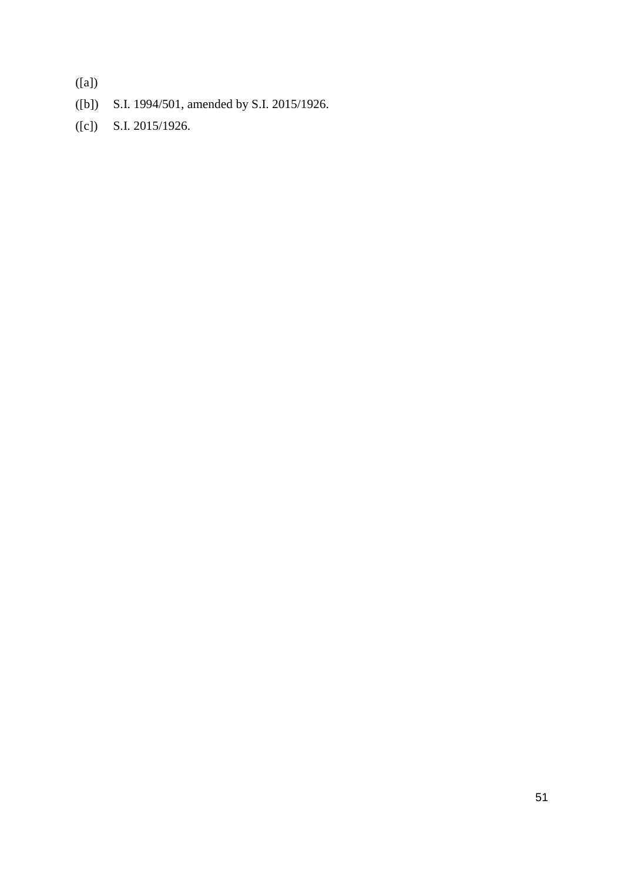([a])

([b]) S.I. 1994/501, amended by S.I. 2015/1926.

([c]) S.I. 2015/1926.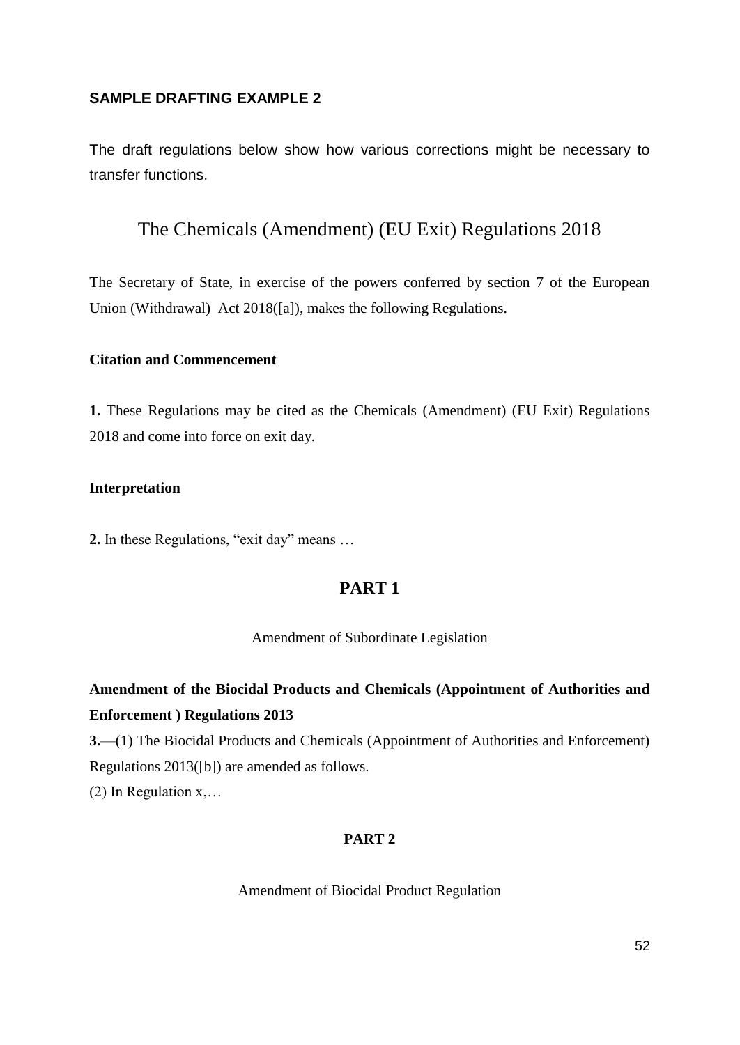## SAMPLE DRAFTING EXAMPLE 2

The draft regulations below show how various corrections might be necessary to transfer functions.

# The Chemicals (Amendment) (EU Exit) Regulations 2018

The Secretary of State, in exercise of the powers conferred by section 7 of the European Union (Withdrawal) Act 2018([a]), makes the following Regulations.

**Citation and Commencement**

**1.** These Regulations may be cited as the Chemicals (Amendment) (EU Exit) Regulations 2018 and come into force on exit day.

**Interpretation**

**2.** In these Regulations, "exit day" means …

## PART 1

Amendment of Subordinate Legislation

**Amendment of the Biocidal Products and Chemicals (Appointment of Authorities and Enforcement ) Regulations 2013**

**3.**—(1) The Biocidal Products and Chemicals (Appointment of Authorities and Enforcement) Regulations 2013([b]) are amended as follows.

(2) In Regulation x,…

## PART 2

Amendment of Biocidal Product Regulation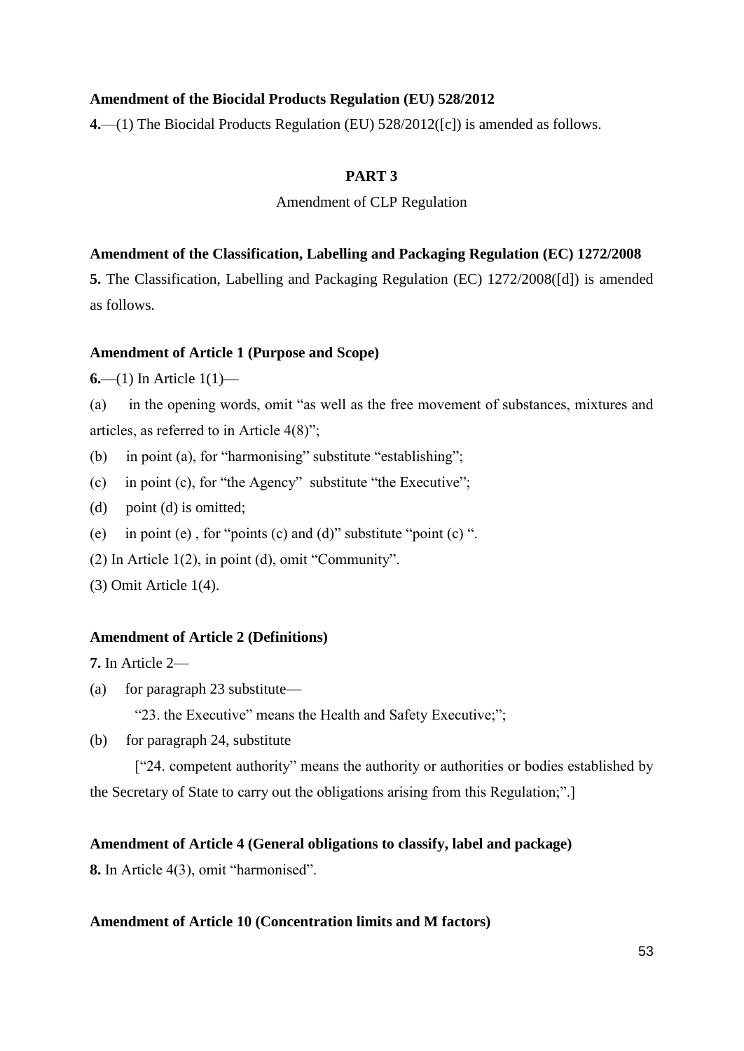**Amendment of the Biocidal Products Regulation (EU) 528/2012**

**4.**—(1) The Biocidal Products Regulation (EU) 528/2012([c]) is amended as follows.

## PART 3

Amendment of CLP Regulation

**Amendment of the Classification, Labelling and Packaging Regulation (EC) 1272/2008**

**5.** The Classification, Labelling and Packaging Regulation (EC) 1272/2008([d]) is amended as follows.

**Amendment of Article 1 (Purpose and Scope)**

**6.**—(1) In Article 1(1)—

(a) in the opening words, omit "as well as the free movement of substances, mixtures and articles, as referred to in Article 4(8)";

(b) in point (a), for "harmonising" substitute "establishing";

(c) in point (c), for "the Agency" substitute "the Executive";

(d) point (d) is omitted;

(e) in point (e) , for "points (c) and (d)" substitute "point (c) ".

(2) In Article 1(2), in point (d), omit "Community".

(3) Omit Article 1(4).

**Amendment of Article 2 (Definitions)**

**7.** In Article 2—

(a) for paragraph 23 substitute—

"23. the Executive" means the Health and Safety Executive;";

(b) for paragraph 24, substitute

["24. competent authority" means the authority or authorities or bodies established by the Secretary of State to carry out the obligations arising from this Regulation;".]

**Amendment of Article 4 (General obligations to classify, label and package)**

**8.** In Article 4(3), omit "harmonised".

**Amendment of Article 10 (Concentration limits and M factors)**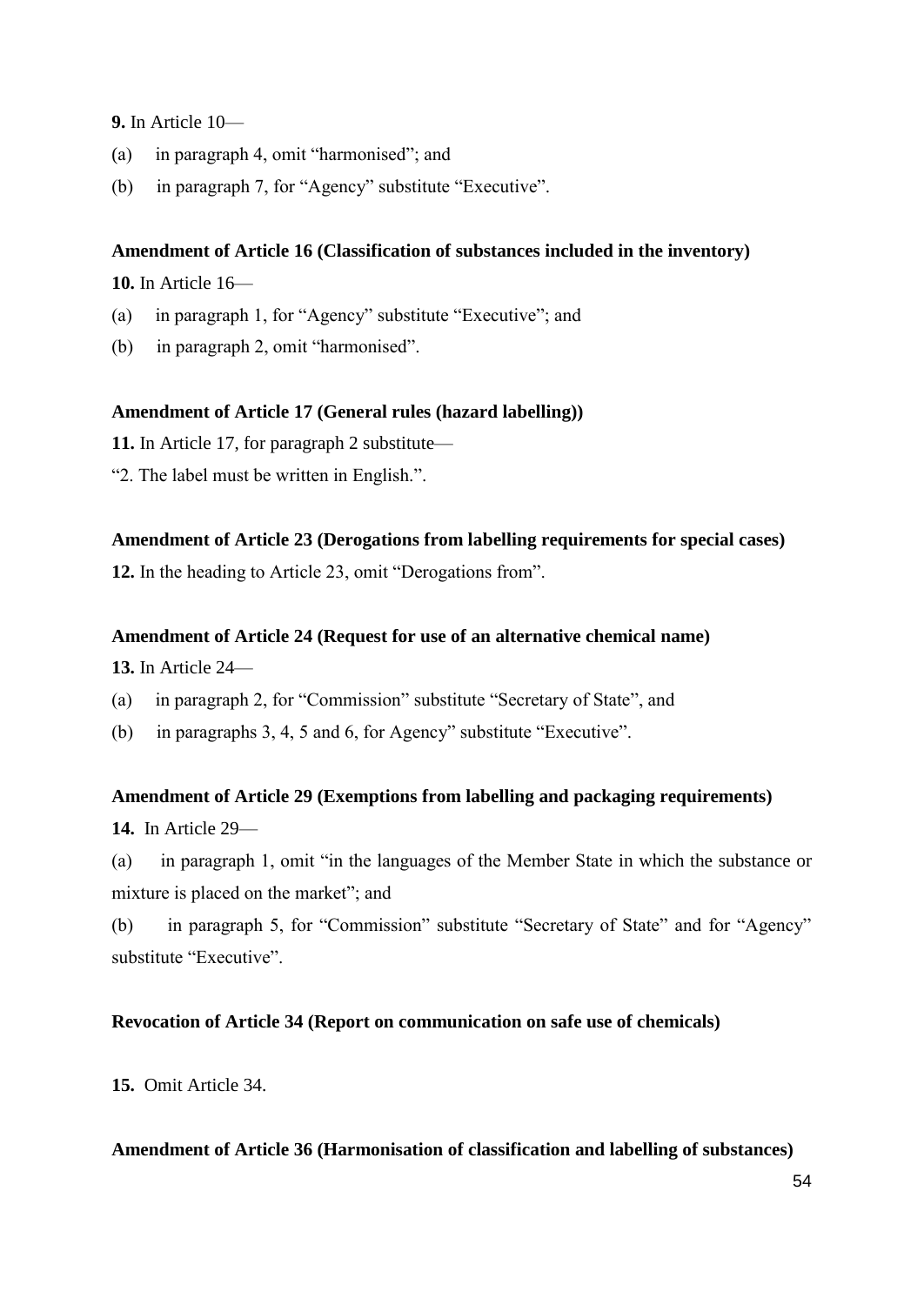**9.** In Article 10—

(a) in paragraph 4, omit "harmonised"; and

(b) in paragraph 7, for "Agency" substitute "Executive".

**Amendment of Article 16 (Classification of substances included in the inventory)**

**10.** In Article 16—

(a) in paragraph 1, for "Agency" substitute "Executive"; and

(b) in paragraph 2, omit "harmonised".

**Amendment of Article 17 (General rules (hazard labelling))**

**11.** In Article 17, for paragraph 2 substitute—

"2. The label must be written in English.".

**Amendment of Article 23 (Derogations from labelling requirements for special cases)**

**12.** In the heading to Article 23, omit "Derogations from".

**Amendment of Article 24 (Request for use of an alternative chemical name)**

**13.** In Article 24—

(a) in paragraph 2, for "Commission" substitute "Secretary of State", and

(b) in paragraphs 3, 4, 5 and 6, for Agency" substitute "Executive".

**Amendment of Article 29 (Exemptions from labelling and packaging requirements)**

**14.** In Article 29—

(a) in paragraph 1, omit "in the languages of the Member State in which the substance or mixture is placed on the market"; and

(b) in paragraph 5, for "Commission" substitute "Secretary of State" and for "Agency" substitute "Executive".

**Revocation of Article 34 (Report on communication on safe use of chemicals)**

**15.** Omit Article 34.

**Amendment of Article 36 (Harmonisation of classification and labelling of substances)**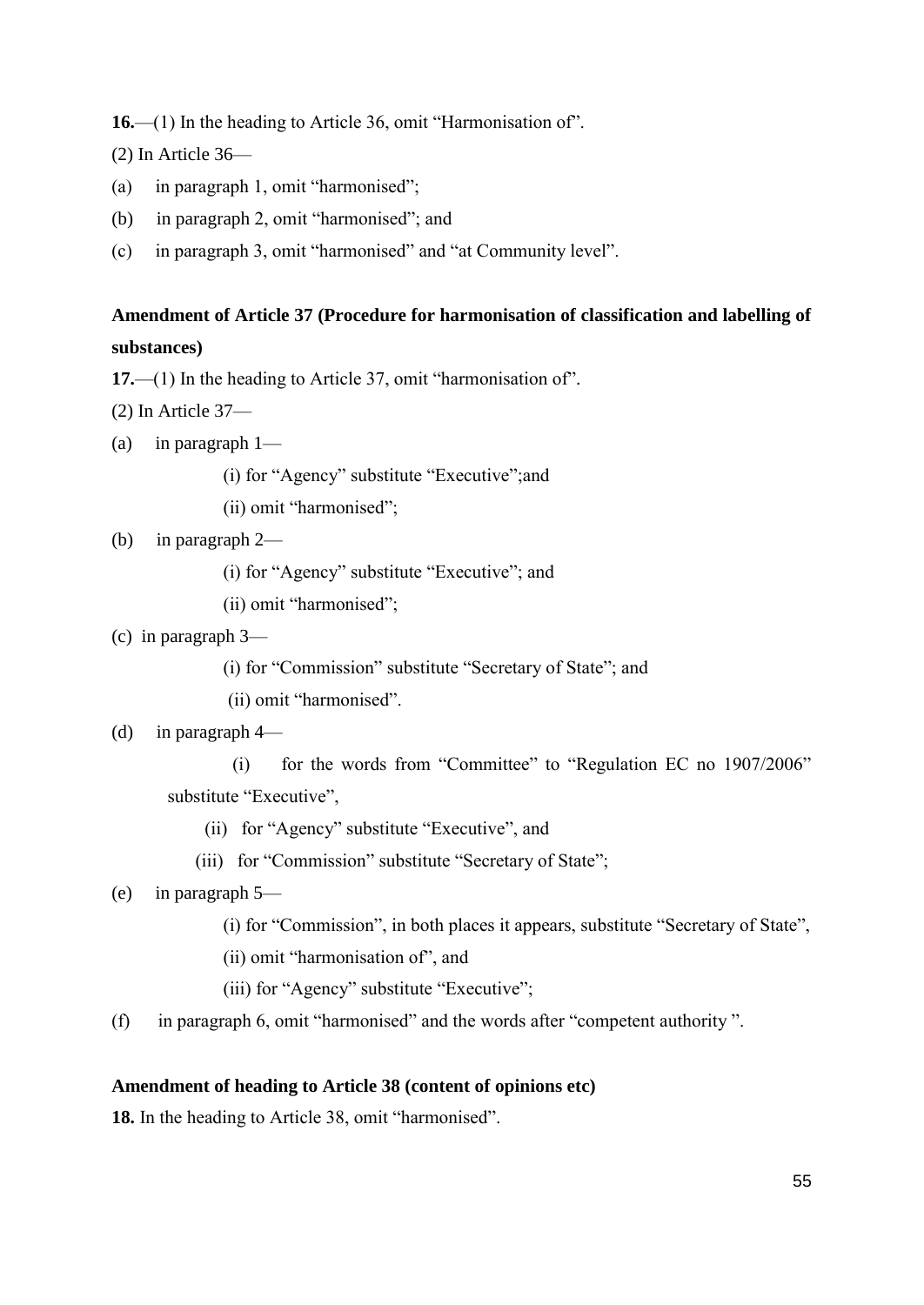**16.**—(1) In the heading to Article 36, omit "Harmonisation of".

(2) In Article 36—

(a) in paragraph 1, omit "harmonised";

(b) in paragraph 2, omit "harmonised"; and

(c) in paragraph 3, omit "harmonised" and "at Community level".

**Amendment of Article 37 (Procedure for harmonisation of classification and labelling of substances)**

**17.**—(1) In the heading to Article 37, omit "harmonisation of".

(2) In Article 37—

(a) in paragraph 1—

(i) for "Agency" substitute "Executive";and

(ii) omit "harmonised";

(b) in paragraph 2—

(i) for "Agency" substitute "Executive"; and

(ii) omit "harmonised";

(c) in paragraph 3—

(i) for "Commission" substitute "Secretary of State"; and

(ii) omit "harmonised".

(d) in paragraph 4—

(i) for the words from "Committee" to "Regulation EC no 1907/2006" substitute "Executive",

(ii) for "Agency" substitute "Executive", and

(iii) for "Commission" substitute "Secretary of State";

(e) in paragraph 5—

(i) for "Commission", in both places it appears, substitute "Secretary of State",

(ii) omit "harmonisation of", and

(iii) for "Agency" substitute "Executive";

(f) in paragraph 6, omit "harmonised" and the words after "competent authority ".

**Amendment of heading to Article 38 (content of opinions etc)**

**18.** In the heading to Article 38, omit "harmonised".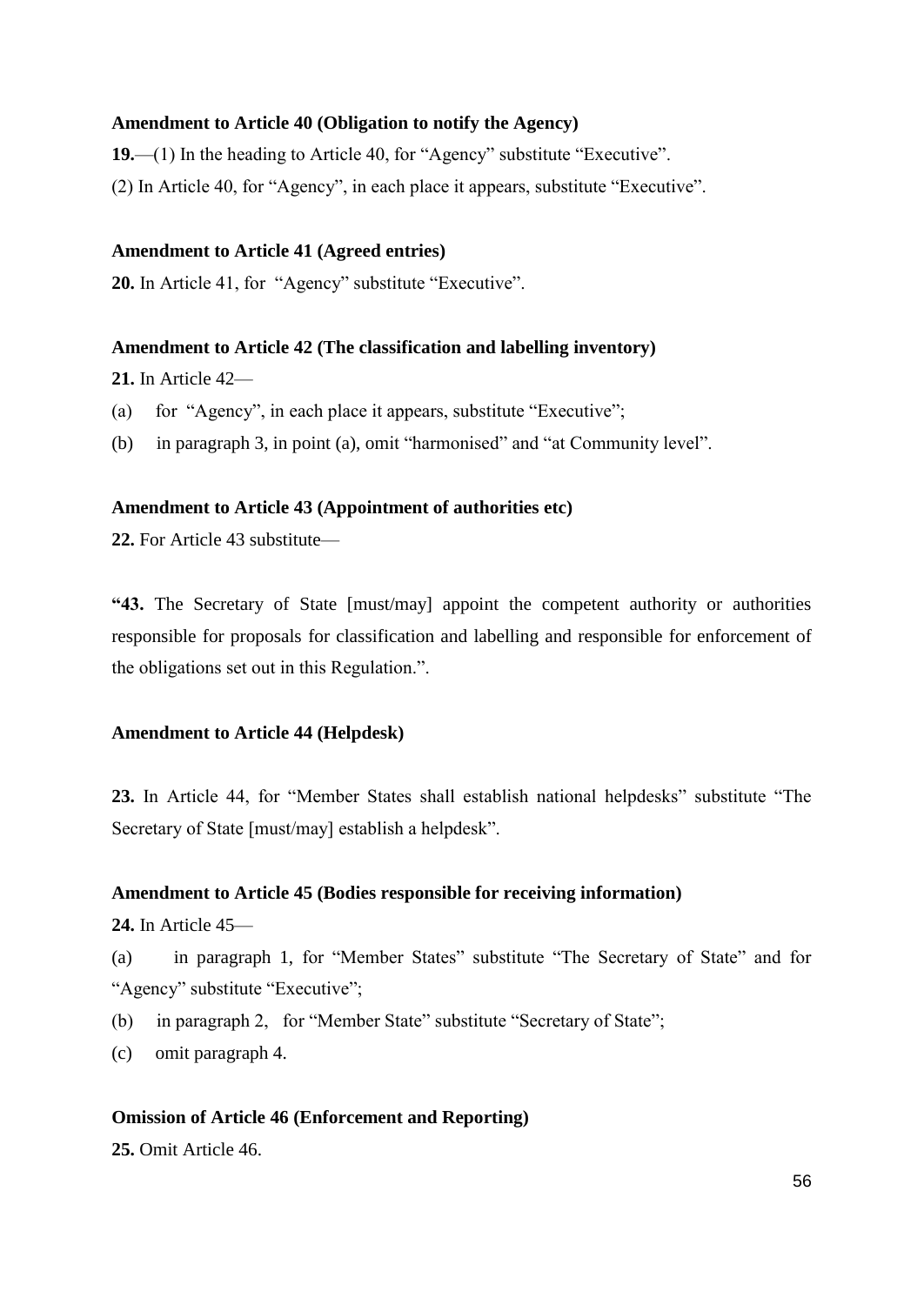**Amendment to Article 40 (Obligation to notify the Agency)**

**19.**—(1) In the heading to Article 40, for "Agency" substitute "Executive".

(2) In Article 40, for "Agency", in each place it appears, substitute "Executive".

**Amendment to Article 41 (Agreed entries)**

**20.** In Article 41, for "Agency" substitute "Executive".

**Amendment to Article 42 (The classification and labelling inventory)**

**21.** In Article 42—

(a) for "Agency", in each place it appears, substitute "Executive";

(b) in paragraph 3, in point (a), omit "harmonised" and "at Community level".

**Amendment to Article 43 (Appointment of authorities etc)**

**22.** For Article 43 substitute—

**"43.** The Secretary of State [must/may] appoint the competent authority or authorities responsible for proposals for classification and labelling and responsible for enforcement of the obligations set out in this Regulation.".

**Amendment to Article 44 (Helpdesk)**

**23.** In Article 44, for "Member States shall establish national helpdesks" substitute "The Secretary of State [must/may] establish a helpdesk".

**Amendment to Article 45 (Bodies responsible for receiving information)**

**24.** In Article 45—

(a) in paragraph 1, for "Member States" substitute "The Secretary of State" and for "Agency" substitute "Executive";

(b) in paragraph 2, for "Member State" substitute "Secretary of State";

(c) omit paragraph 4.

**Omission of Article 46 (Enforcement and Reporting)**

**25.** Omit Article 46.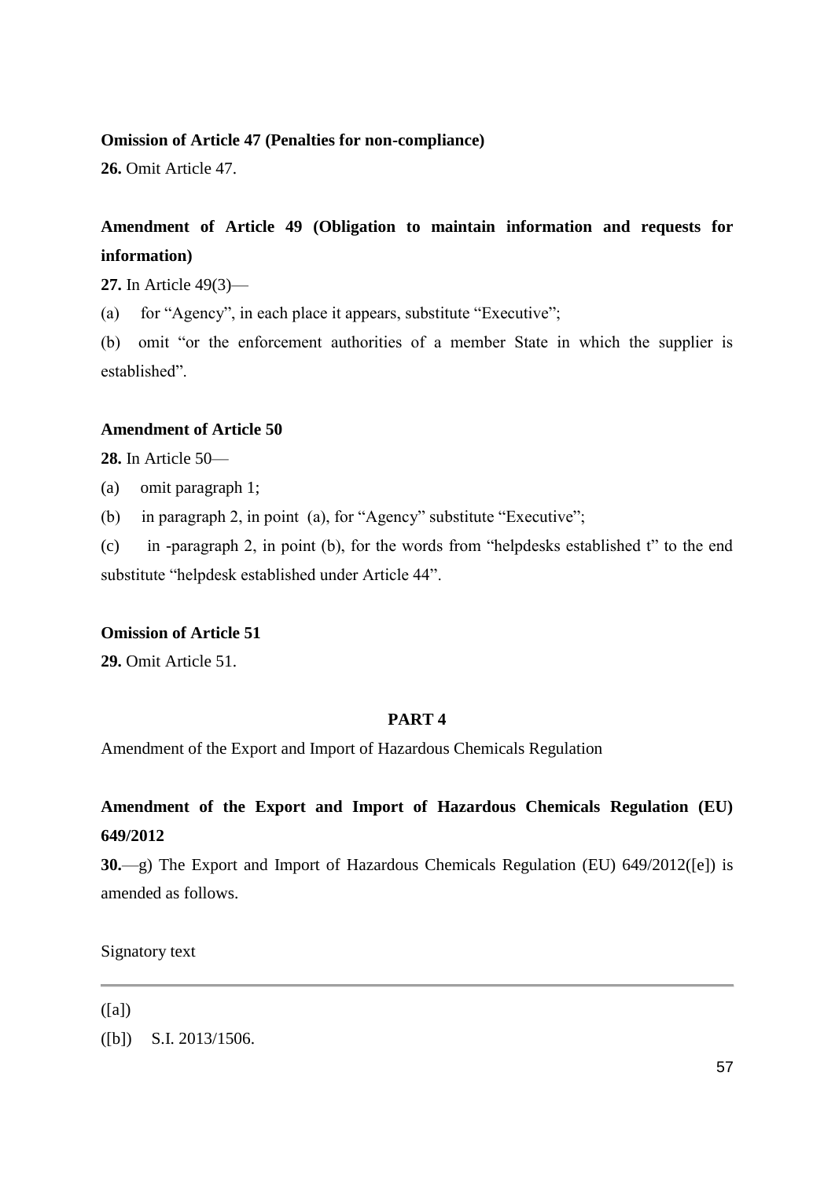**Omission of Article 47 (Penalties for non-compliance)**

**26.** Omit Article 47.

**Amendment of Article 49 (Obligation to maintain information and requests for information)**

**27.** In Article 49(3)—

(a) for "Agency", in each place it appears, substitute "Executive";

(b) omit "or the enforcement authorities of a member State in which the supplier is established".

**Amendment of Article 50**

**28.** In Article 50—

(a) omit paragraph 1;

(b) in paragraph 2, in point (a), for "Agency" substitute "Executive";

(c) in -paragraph 2, in point (b), for the words from "helpdesks established t" to the end substitute "helpdesk established under Article 44".

**Omission of Article 51**

**29.** Omit Article 51.

**PART 4**

Amendment of the Export and Import of Hazardous Chemicals Regulation

**Amendment of the Export and Import of Hazardous Chemicals Regulation (EU) 649/2012**

**30.**—g) The Export and Import of Hazardous Chemicals Regulation (EU) 649/2012([e]) is amended as follows.

Signatory text

---

([a])

([b]) S.I. 2013/1506.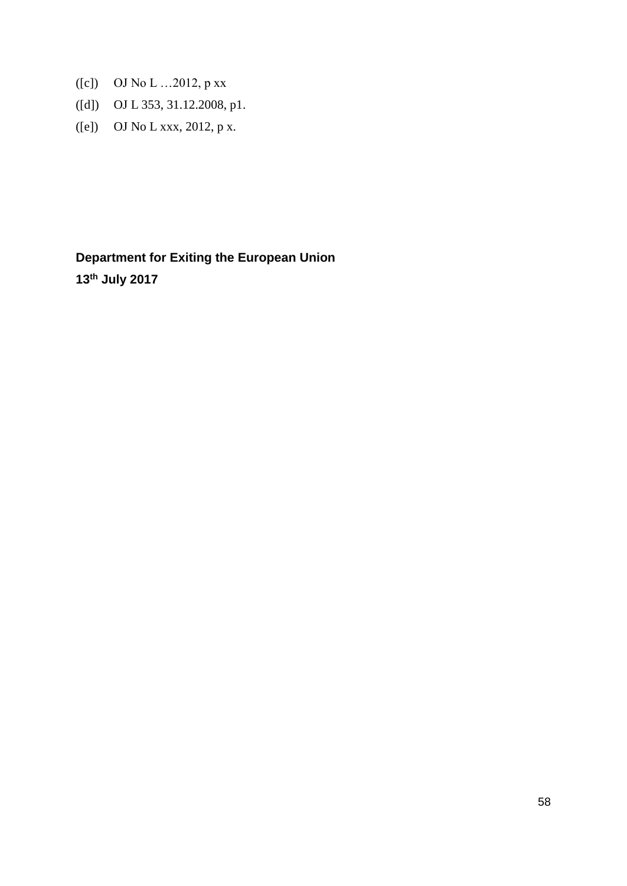([c]) OJ No L …2012, p xx

([d]) OJ L 353, 31.12.2008, p1.

([e]) OJ No L xxx, 2012, p x.

**Department for Exiting the European Union**
**13th July 2017**